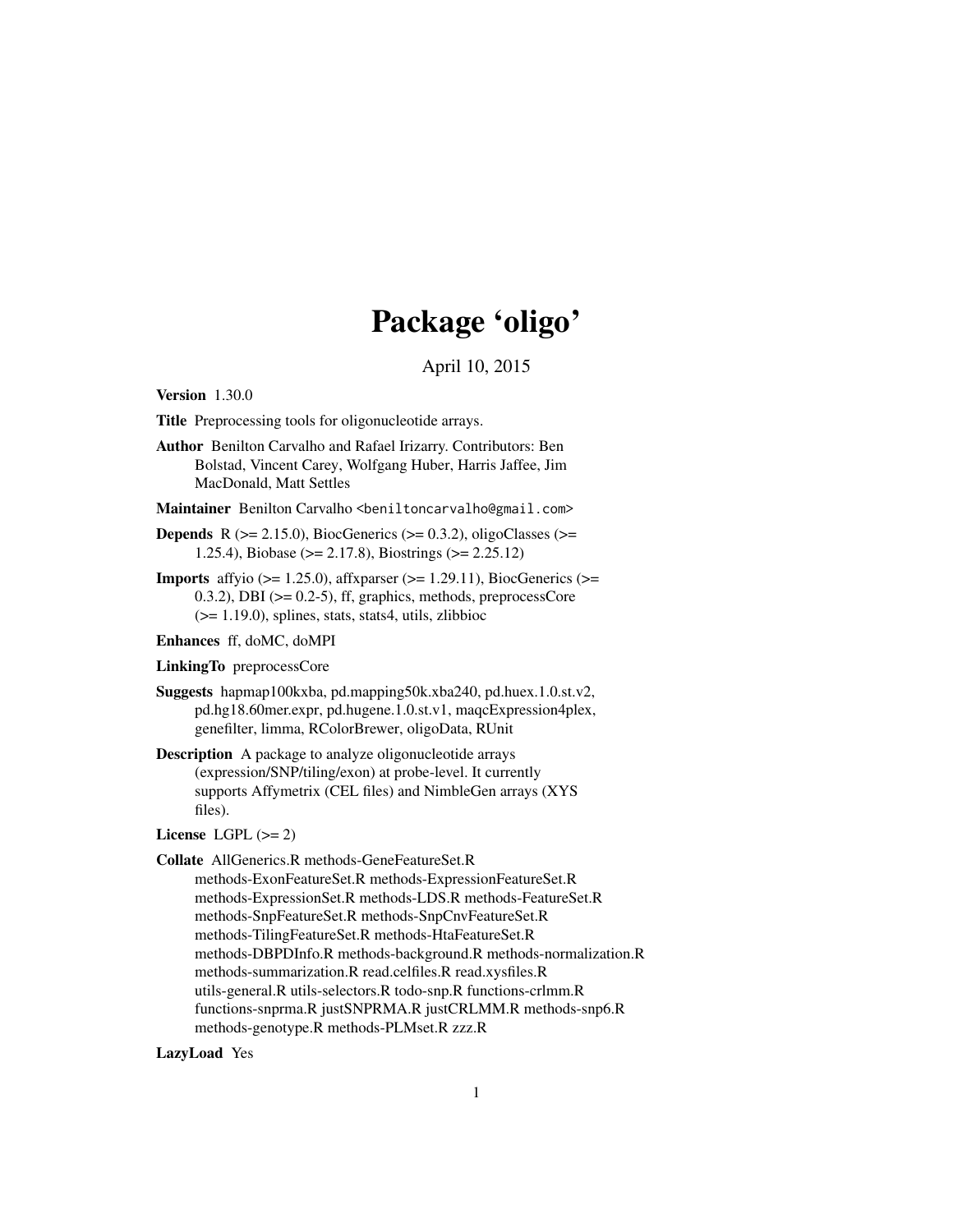# Package 'oligo'

April 10, 2015

**Version** 1.30.0

**Title** Preprocessing tools for oligonucleotide arrays.

**Author** Benilton Carvalho and Rafael Irizarry. Contributors: Ben Bolstad, Vincent Carey, Wolfgang Huber, Harris Jaffee, Jim MacDonald, Matt Settles

**Maintainer** Benilton Carvalho <beniltoncarvalho@gmail.com>

**Depends** R (>= 2.15.0), BiocGenerics (>= 0.3.2), oligoClasses (>= 1.25.4), Biobase (>= 2.17.8), Biostrings (>= 2.25.12)

**Imports** affyio (>= 1.25.0), affxparser (>= 1.29.11), BiocGenerics (>= 0.3.2), DBI (>= 0.2-5), ff, graphics, methods, preprocessCore (>= 1.19.0), splines, stats, stats4, utils, zlibbioc

**Enhances** ff, doMC, doMPI

**LinkingTo** preprocessCore

**Suggests** hapmap100kxba, pd.mapping50k.xba240, pd.huex.1.0.st.v2, pd.hg18.60mer.expr, pd.hugene.1.0.st.v1, maqcExpression4plex, genefilter, limma, RColorBrewer, oligoData, RUnit

**Description** A package to analyze oligonucleotide arrays (expression/SNP/tiling/exon) at probe-level. It currently supports Affymetrix (CEL files) and NimbleGen arrays (XYS files).

**License** LGPL (>= 2)

**Collate** AllGenerics.R methods-GeneFeatureSet.R methods-ExonFeatureSet.R methods-ExpressionFeatureSet.R methods-ExpressionSet.R methods-LDS.R methods-FeatureSet.R methods-SnpFeatureSet.R methods-SnpCnvFeatureSet.R methods-TilingFeatureSet.R methods-HtaFeatureSet.R methods-DBPDInfo.R methods-background.R methods-normalization.R methods-summarization.R read.celfiles.R read.xysfiles.R utils-general.R utils-selectors.R todo-snp.R functions-crlmm.R functions-snprma.R justSNPRMA.R justCRLMM.R methods-snp6.R methods-genotype.R methods-PLMset.R zzz.R

**LazyLoad** Yes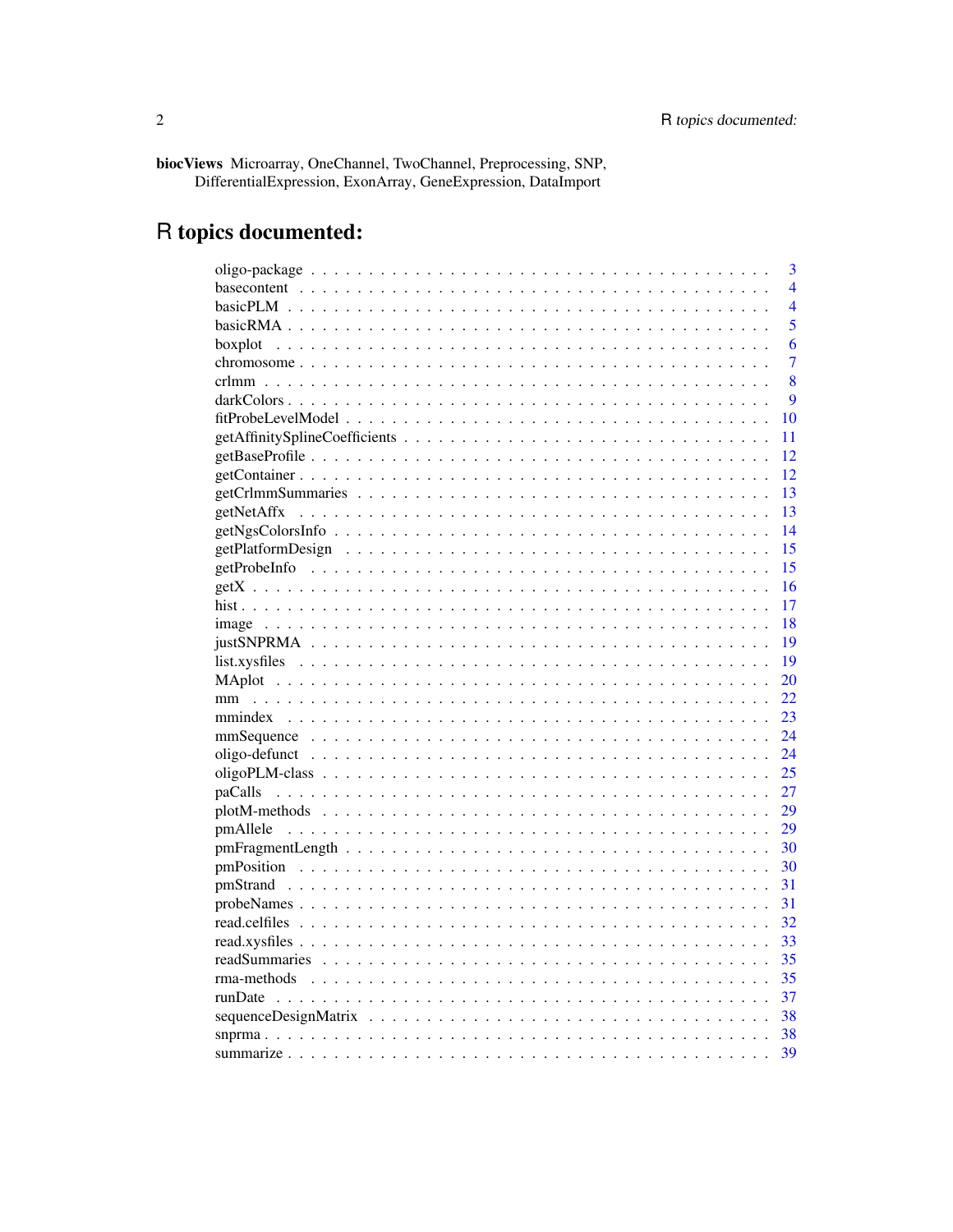**biocViews** Microarray, OneChannel, TwoChannel, Preprocessing, SNP, DifferentialExpression, ExonArray, GeneExpression, DataImport

# R topics documented:

| Topic | Page |
| --- | --- |
| oligo-package | 3 |
| basecontent | 4 |
| basicPLM | 4 |
| basicRMA | 5 |
| boxplot | 6 |
| chromosome | 7 |
| crlmm | 8 |
| darkColors | 9 |
| fitProbeLevelModel | 10 |
| getAffinitySplineCoefficients | 11 |
| getBaseProfile | 12 |
| getContainer | 12 |
| getCrlmmSummaries | 13 |
| getNetAffx | 13 |
| getNgsColorsInfo | 14 |
| getPlatformDesign | 15 |
| getProbeInfo | 15 |
| getX | 16 |
| hist | 17 |
| image | 18 |
| justSNPRMA | 19 |
| list.xysfiles | 19 |
| MAplot | 20 |
| mm | 22 |
| mmindex | 23 |
| mmSequence | 24 |
| oligo-defunct | 24 |
| oligoPLM-class | 25 |
| paCalls | 27 |
| plotM-methods | 29 |
| pmAllele | 29 |
| pmFragmentLength | 30 |
| pmPosition | 30 |
| pmStrand | 31 |
| probeNames | 31 |
| read.celfiles | 32 |
| read.xysfiles | 33 |
| readSummaries | 35 |
| rma-methods | 35 |
| runDate | 37 |
| sequenceDesignMatrix | 38 |
| snprma | 38 |
| summarize | 39 |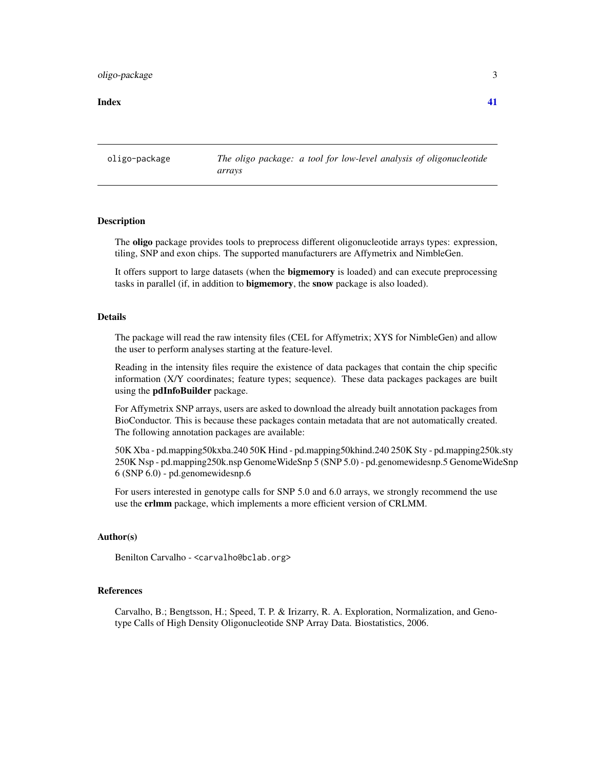Index 41

| oligo-package | *The oligo package: a tool for low-level analysis of oligonucleotide arrays* |
|---|---|

## Description

The **oligo** package provides tools to preprocess different oligonucleotide arrays types: expression, tiling, SNP and exon chips. The supported manufacturers are Affymetrix and NimbleGen.

It offers support to large datasets (when the **bigmemory** is loaded) and can execute preprocessing tasks in parallel (if, in addition to **bigmemory**, the **snow** package is also loaded).

## Details

The package will read the raw intensity files (CEL for Affymetrix; XYS for NimbleGen) and allow the user to perform analyses starting at the feature-level.

Reading in the intensity files require the existence of data packages that contain the chip specific information (X/Y coordinates; feature types; sequence). These data packages packages are built using the **pdInfoBuilder** package.

For Affymetrix SNP arrays, users are asked to download the already built annotation packages from BioConductor. This is because these packages contain metadata that are not automatically created. The following annotation packages are available:

50K Xba - pd.mapping50kxba.240 50K Hind - pd.mapping50khind.240 250K Sty - pd.mapping250k.sty 250K Nsp - pd.mapping250k.nsp GenomeWideSnp 5 (SNP 5.0) - pd.genomewidesnp.5 GenomeWideSnp 6 (SNP 6.0) - pd.genomewidesnp.6

For users interested in genotype calls for SNP 5.0 and 6.0 arrays, we strongly recommend the use use the **crlmm** package, which implements a more efficient version of CRLMM.

## Author(s)

Benilton Carvalho - `<carvalho@bclab.org>`

## References

Carvalho, B.; Bengtsson, H.; Speed, T. P. & Irizarry, R. A. Exploration, Normalization, and Genotype Calls of High Density Oligonucleotide SNP Array Data. Biostatistics, 2006.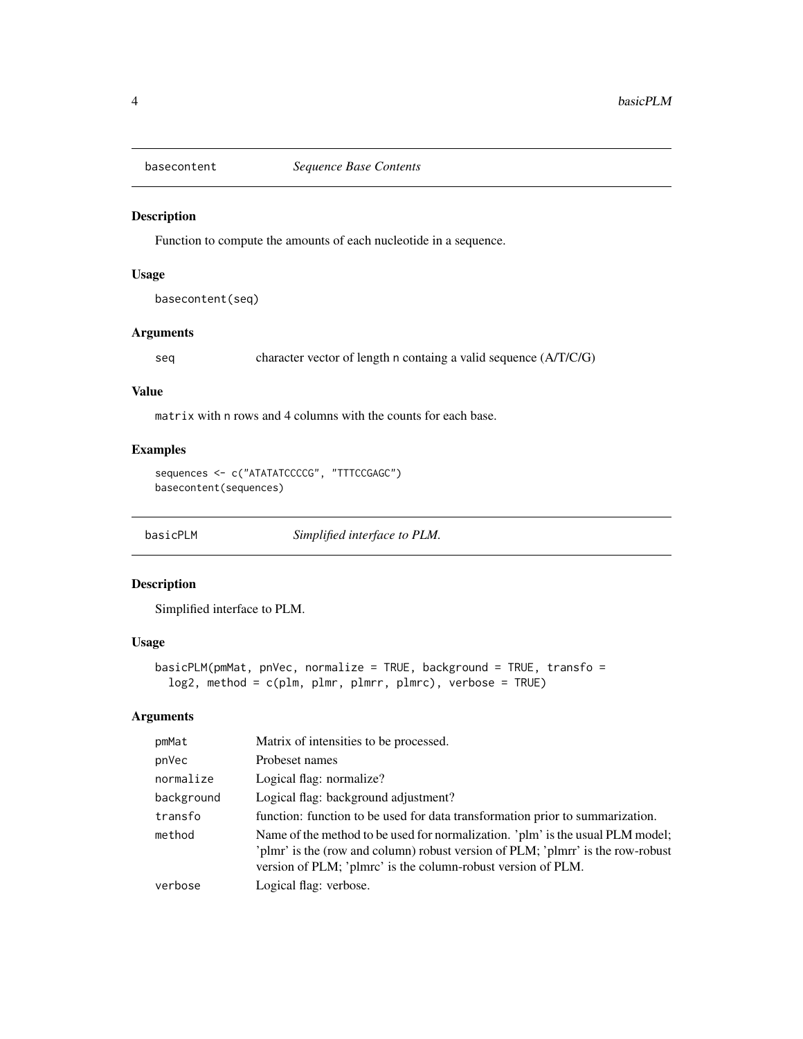## basecontent — *Sequence Base Contents*

### Description

Function to compute the amounts of each nucleotide in a sequence.

### Usage

```
basecontent(seq)
```

### Arguments

| | |
|---|---|
| seq | character vector of length n containg a valid sequence (A/T/C/G) |

### Value

matrix with n rows and 4 columns with the counts for each base.

### Examples

```
sequences <- c("ATATATCCCCG", "TTTCCGAGC")
basecontent(sequences)
```

## basicPLM — *Simplified interface to PLM.*

### Description

Simplified interface to PLM.

### Usage

```
basicPLM(pmMat, pnVec, normalize = TRUE, background = TRUE, transfo =
  log2, method = c(plm, plmr, plmrr, plmrc), verbose = TRUE)
```

### Arguments

| | |
|---|---|
| pmMat | Matrix of intensities to be processed. |
| pnVec | Probeset names |
| normalize | Logical flag: normalize? |
| background | Logical flag: background adjustment? |
| transfo | function: function to be used for data transformation prior to summarization. |
| method | Name of the method to be used for normalization. 'plm' is the usual PLM model; 'plmr' is the (row and column) robust version of PLM; 'plmrr' is the row-robust version of PLM; 'plmrc' is the column-robust version of PLM. |
| verbose | Logical flag: verbose. |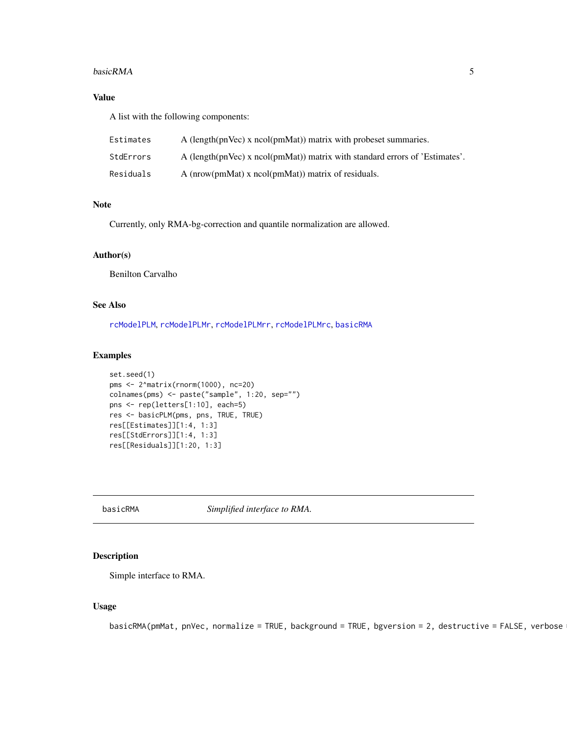### Value

A list with the following components:

| | |
|---|---|
| Estimates | A (length(pnVec) x ncol(pmMat)) matrix with probeset summaries. |
| StdErrors | A (length(pnVec) x ncol(pmMat)) matrix with standard errors of 'Estimates'. |
| Residuals | A (nrow(pmMat) x ncol(pmMat)) matrix of residuals. |

### Note

Currently, only RMA-bg-correction and quantile normalization are allowed.

### Author(s)

Benilton Carvalho

### See Also

rcModelPLM, rcModelPLMr, rcModelPLMrr, rcModelPLMrc, basicRMA

### Examples

```
set.seed(1)
pms <- 2^matrix(rnorm(1000), nc=20)
colnames(pms) <- paste("sample", 1:20, sep="")
pns <- rep(letters[1:10], each=5)
res <- basicPLM(pms, pns, TRUE, TRUE)
res[[Estimates]][1:4, 1:3]
res[[StdErrors]][1:4, 1:3]
res[[Residuals]][1:20, 1:3]
```

---

## basicRMA *Simplified interface to RMA.*

### Description

Simple interface to RMA.

### Usage

```
basicRMA(pmMat, pnVec, normalize = TRUE, background = TRUE, bgversion = 2, destructive = FALSE, verbose =
```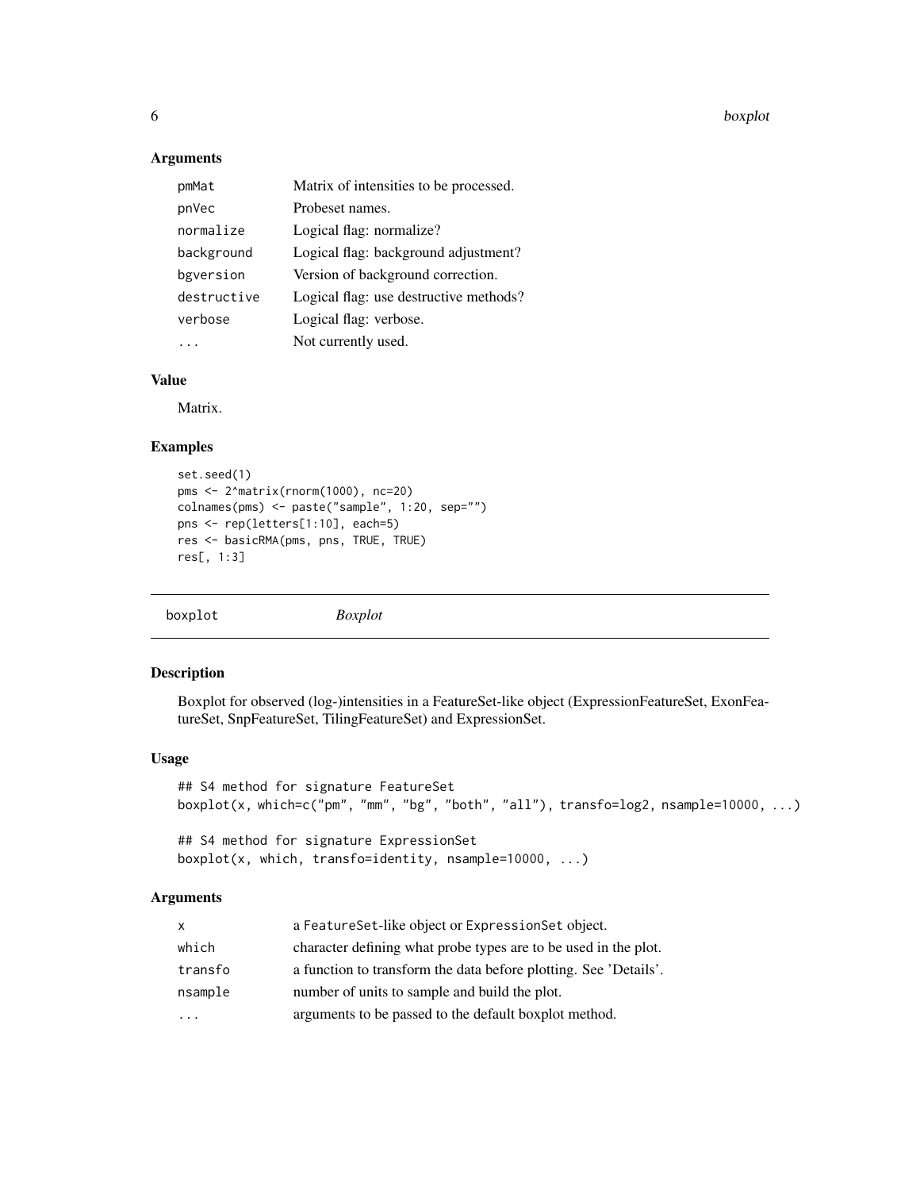### Arguments

| | |
|---|---|
| pmMat | Matrix of intensities to be processed. |
| pnVec | Probeset names. |
| normalize | Logical flag: normalize? |
| background | Logical flag: background adjustment? |
| bgversion | Version of background correction. |
| destructive | Logical flag: use destructive methods? |
| verbose | Logical flag: verbose. |
| ... | Not currently used. |

### Value

Matrix.

### Examples

```
set.seed(1)
pms <- 2^matrix(rnorm(1000), nc=20)
colnames(pms) <- paste("sample", 1:20, sep="")
pns <- rep(letters[1:10], each=5)
res <- basicRMA(pms, pns, TRUE, TRUE)
res[, 1:3]
```

---

## boxplot *Boxplot*

---

### Description

Boxplot for observed (log-)intensities in a FeatureSet-like object (ExpressionFeatureSet, ExonFeatureSet, SnpFeatureSet, TilingFeatureSet) and ExpressionSet.

### Usage

```
## S4 method for signature FeatureSet
boxplot(x, which=c("pm", "mm", "bg", "both", "all"), transfo=log2, nsample=10000, ...)

## S4 method for signature ExpressionSet
boxplot(x, which, transfo=identity, nsample=10000, ...)
```

### Arguments

| | |
|---|---|
| x | a FeatureSet-like object or ExpressionSet object. |
| which | character defining what probe types are to be used in the plot. |
| transfo | a function to transform the data before plotting. See 'Details'. |
| nsample | number of units to sample and build the plot. |
| ... | arguments to be passed to the default boxplot method. |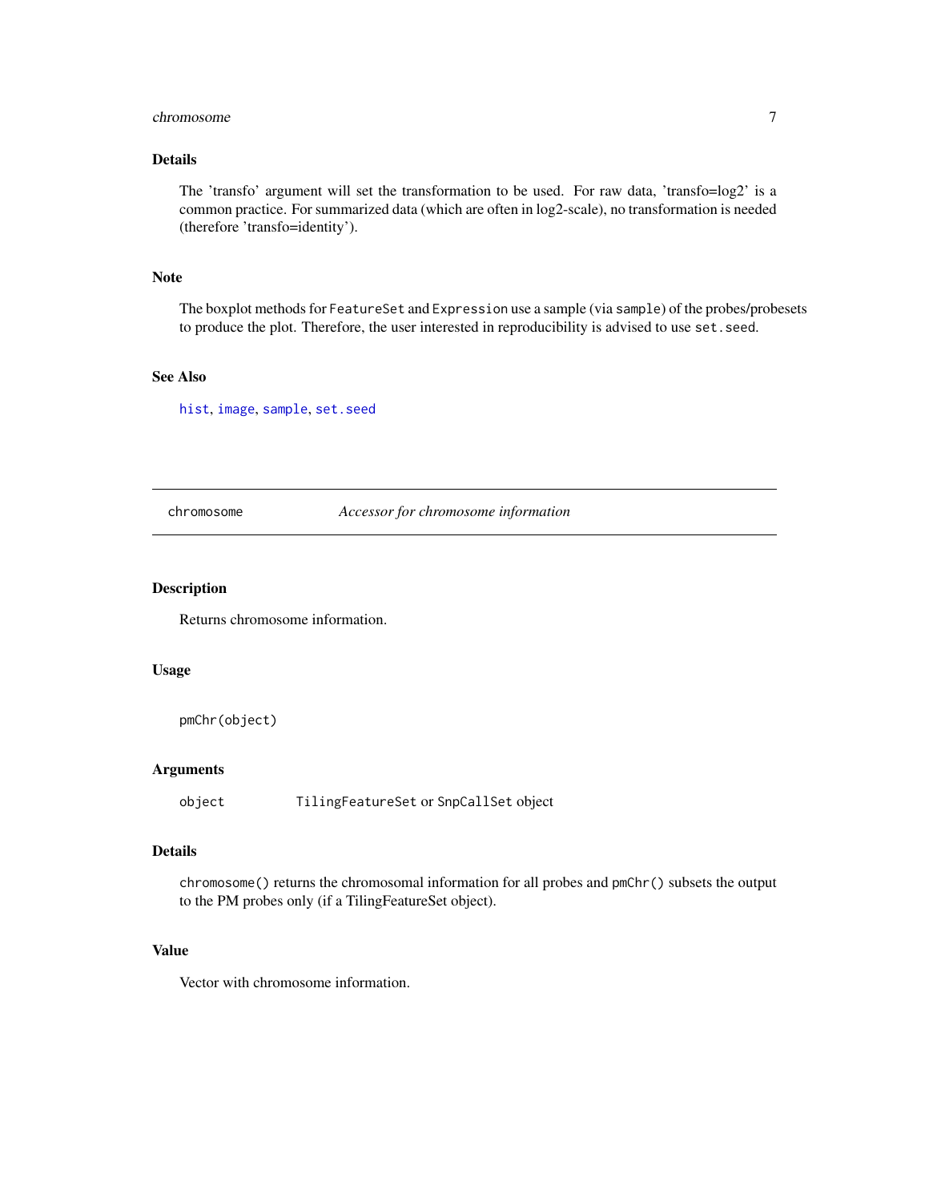### Details

The 'transfo' argument will set the transformation to be used. For raw data, 'transfo=log2' is a common practice. For summarized data (which are often in log2-scale), no transformation is needed (therefore 'transfo=identity').

### Note

The boxplot methods for `FeatureSet` and `Expression` use a sample (via `sample`) of the probes/probesets to produce the plot. Therefore, the user interested in reproducibility is advised to use `set.seed`.

### See Also

`hist`, `image`, `sample`, `set.seed`

---

## chromosome — *Accessor for chromosome information*

---

### Description

Returns chromosome information.

### Usage

```
pmChr(object)
```

### Arguments

| | |
|---|---|
| object | `TilingFeatureSet` or `SnpCallSet` object |

### Details

`chromosome()` returns the chromosomal information for all probes and `pmChr()` subsets the output to the PM probes only (if a TilingFeatureSet object).

### Value

Vector with chromosome information.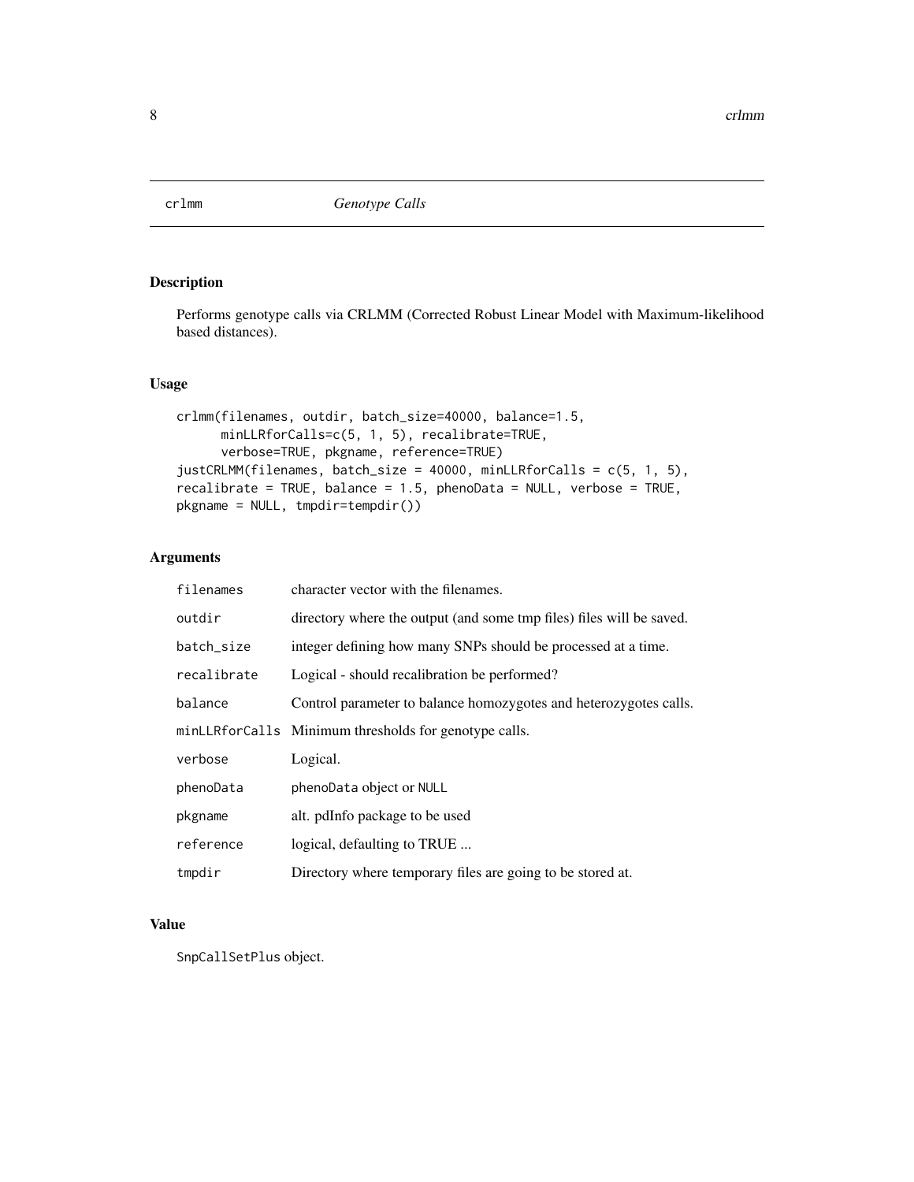crlmm *Genotype Calls*

## Description

Performs genotype calls via CRLMM (Corrected Robust Linear Model with Maximum-likelihood based distances).

## Usage

```
crlmm(filenames, outdir, batch_size=40000, balance=1.5,
      minLLRforCalls=c(5, 1, 5), recalibrate=TRUE,
      verbose=TRUE, pkgname, reference=TRUE)
justCRLMM(filenames, batch_size = 40000, minLLRforCalls = c(5, 1, 5),
recalibrate = TRUE, balance = 1.5, phenoData = NULL, verbose = TRUE,
pkgname = NULL, tmpdir=tempdir())
```

## Arguments

| | |
|---|---|
| `filenames` | character vector with the filenames. |
| `outdir` | directory where the output (and some tmp files) files will be saved. |
| `batch_size` | integer defining how many SNPs should be processed at a time. |
| `recalibrate` | Logical - should recalibration be performed? |
| `balance` | Control parameter to balance homozygotes and heterozygotes calls. |
| `minLLRforCalls` | Minimum thresholds for genotype calls. |
| `verbose` | Logical. |
| `phenoData` | `phenoData` object or `NULL` |
| `pkgname` | alt. pdInfo package to be used |
| `reference` | logical, defaulting to TRUE ... |
| `tmpdir` | Directory where temporary files are going to be stored at. |

## Value

`SnpCallSetPlus` object.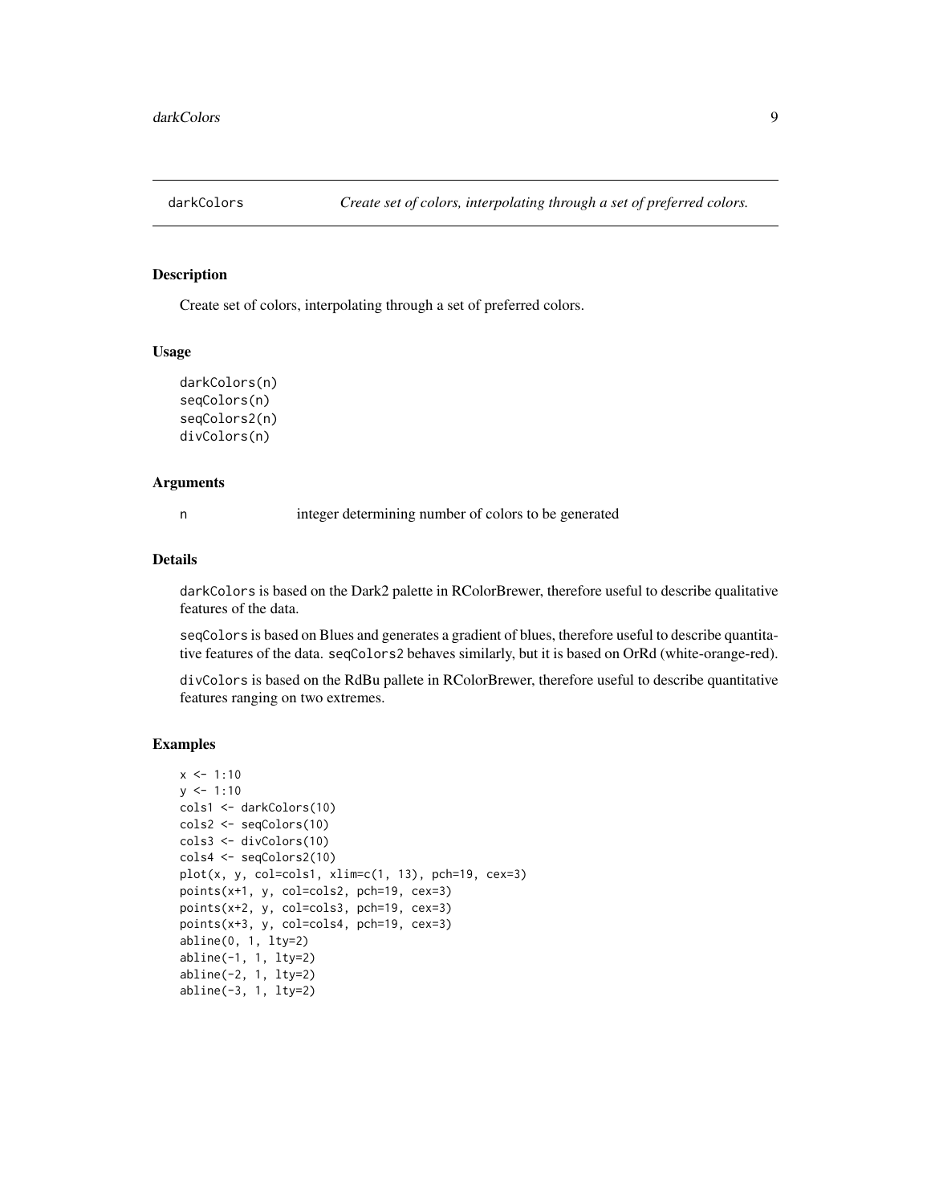## darkColors — *Create set of colors, interpolating through a set of preferred colors.*

### Description

Create set of colors, interpolating through a set of preferred colors.

### Usage

```
darkColors(n)
seqColors(n)
seqColors2(n)
divColors(n)
```

### Arguments

| | |
|---|---|
| n | integer determining number of colors to be generated |

### Details

`darkColors` is based on the Dark2 palette in RColorBrewer, therefore useful to describe qualitative features of the data.

`seqColors` is based on Blues and generates a gradient of blues, therefore useful to describe quantitative features of the data. `seqColors2` behaves similarly, but it is based on OrRd (white-orange-red).

`divColors` is based on the RdBu pallete in RColorBrewer, therefore useful to describe quantitative features ranging on two extremes.

### Examples

```
x <- 1:10
y <- 1:10
cols1 <- darkColors(10)
cols2 <- seqColors(10)
cols3 <- divColors(10)
cols4 <- seqColors2(10)
plot(x, y, col=cols1, xlim=c(1, 13), pch=19, cex=3)
points(x+1, y, col=cols2, pch=19, cex=3)
points(x+2, y, col=cols3, pch=19, cex=3)
points(x+3, y, col=cols4, pch=19, cex=3)
abline(0, 1, lty=2)
abline(-1, 1, lty=2)
abline(-2, 1, lty=2)
abline(-3, 1, lty=2)
```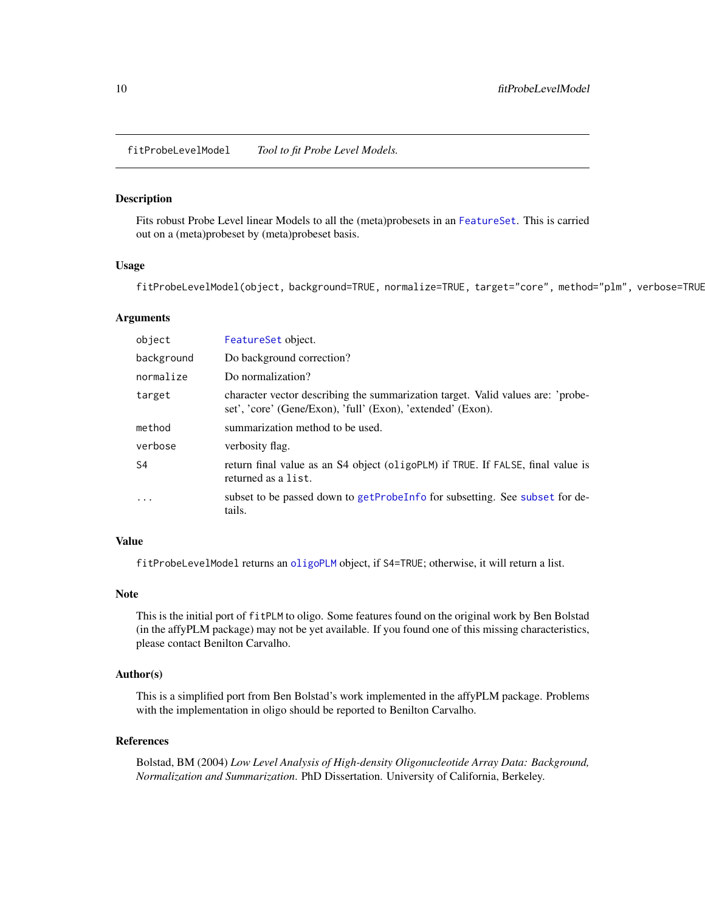fitProbeLevelModel *Tool to fit Probe Level Models.*

## Description

Fits robust Probe Level linear Models to all the (meta)probesets in an FeatureSet. This is carried out on a (meta)probeset by (meta)probeset basis.

## Usage

```
fitProbeLevelModel(object, background=TRUE, normalize=TRUE, target="core", method="plm", verbose=TRUE
```

## Arguments

| | |
|---|---|
| object | FeatureSet object. |
| background | Do background correction? |
| normalize | Do normalization? |
| target | character vector describing the summarization target. Valid values are: 'probeset', 'core' (Gene/Exon), 'full' (Exon), 'extended' (Exon). |
| method | summarization method to be used. |
| verbose | verbosity flag. |
| S4 | return final value as an S4 object (oligoPLM) if TRUE. If FALSE, final value is returned as a list. |
| ... | subset to be passed down to getProbeInfo for subsetting. See subset for details. |

## Value

fitProbeLevelModel returns an oligoPLM object, if S4=TRUE; otherwise, it will return a list.

## Note

This is the initial port of fitPLM to oligo. Some features found on the original work by Ben Bolstad (in the affyPLM package) may not be yet available. If you found one of this missing characteristics, please contact Benilton Carvalho.

## Author(s)

This is a simplified port from Ben Bolstad's work implemented in the affyPLM package. Problems with the implementation in oligo should be reported to Benilton Carvalho.

## References

Bolstad, BM (2004) *Low Level Analysis of High-density Oligonucleotide Array Data: Background, Normalization and Summarization.* PhD Dissertation. University of California, Berkeley.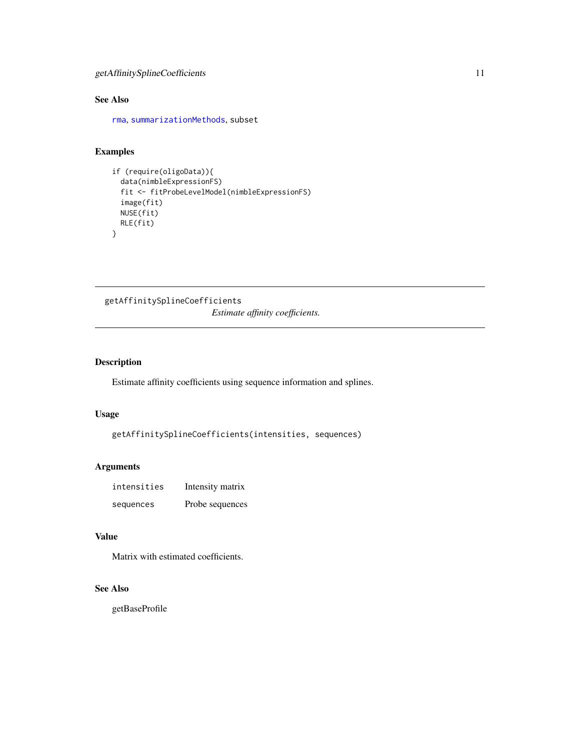## See Also

rma, summarizationMethods, subset

## Examples

```
if (require(oligoData)){
  data(nimbleExpressionFS)
  fit <- fitProbeLevelModel(nimbleExpressionFS)
  image(fit)
  NUSE(fit)
  RLE(fit)
}
```

---

# getAffinitySplineCoefficients

*Estimate affinity coefficients.*

---

## Description

Estimate affinity coefficients using sequence information and splines.

## Usage

```
getAffinitySplineCoefficients(intensities, sequences)
```

## Arguments

| | |
|---|---|
| intensities | Intensity matrix |
| sequences | Probe sequences |

## Value

Matrix with estimated coefficients.

## See Also

getBaseProfile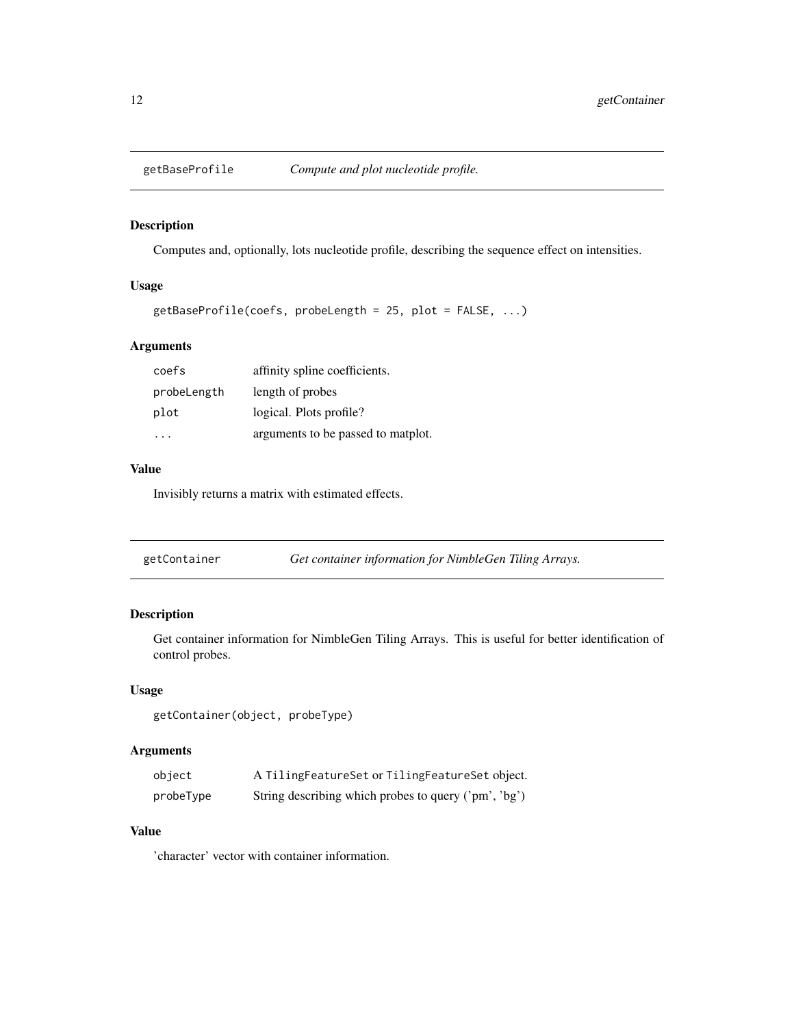## getBaseProfile *Compute and plot nucleotide profile.*

### Description

Computes and, optionally, lots nucleotide profile, describing the sequence effect on intensities.

### Usage

```
getBaseProfile(coefs, probeLength = 25, plot = FALSE, ...)
```

### Arguments

| | |
|---|---|
| coefs | affinity spline coefficients. |
| probeLength | length of probes |
| plot | logical. Plots profile? |
| ... | arguments to be passed to matplot. |

### Value

Invisibly returns a matrix with estimated effects.

## getContainer *Get container information for NimbleGen Tiling Arrays.*

### Description

Get container information for NimbleGen Tiling Arrays. This is useful for better identification of control probes.

### Usage

```
getContainer(object, probeType)
```

### Arguments

| | |
|---|---|
| object | A TilingFeatureSet or TilingFeatureSet object. |
| probeType | String describing which probes to query ('pm', 'bg') |

### Value

'character' vector with container information.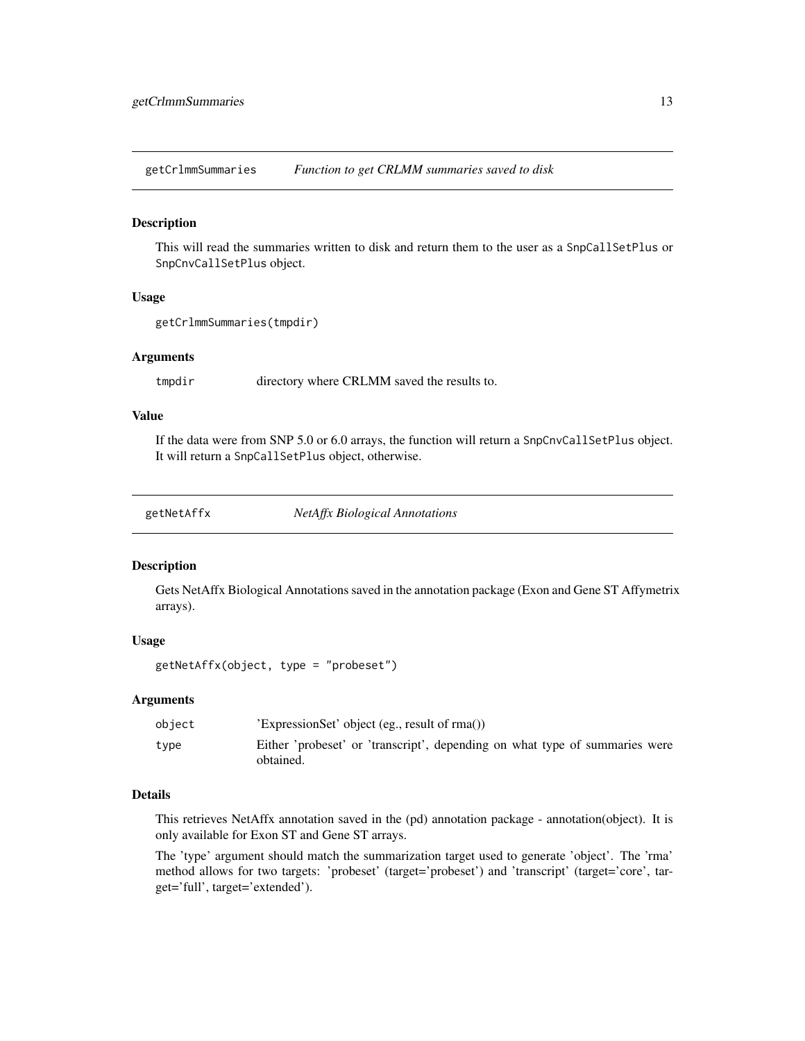## getCrlmmSummaries *Function to get CRLMM summaries saved to disk*

### Description

This will read the summaries written to disk and return them to the user as a `SnpCallSetPlus` or `SnpCnvCallSetPlus` object.

### Usage

```
getCrlmmSummaries(tmpdir)
```

### Arguments

| | |
|---|---|
| `tmpdir` | directory where CRLMM saved the results to. |

### Value

If the data were from SNP 5.0 or 6.0 arrays, the function will return a `SnpCnvCallSetPlus` object. It will return a `SnpCallSetPlus` object, otherwise.

## getNetAffx *NetAffx Biological Annotations*

### Description

Gets NetAffx Biological Annotations saved in the annotation package (Exon and Gene ST Affymetrix arrays).

### Usage

```
getNetAffx(object, type = "probeset")
```

### Arguments

| | |
|---|---|
| `object` | 'ExpressionSet' object (eg., result of rma()) |
| `type` | Either 'probeset' or 'transcript', depending on what type of summaries were obtained. |

### Details

This retrieves NetAffx annotation saved in the (pd) annotation package - annotation(object). It is only available for Exon ST and Gene ST arrays.

The 'type' argument should match the summarization target used to generate 'object'. The 'rma' method allows for two targets: 'probeset' (target='probeset') and 'transcript' (target='core', target='full', target='extended').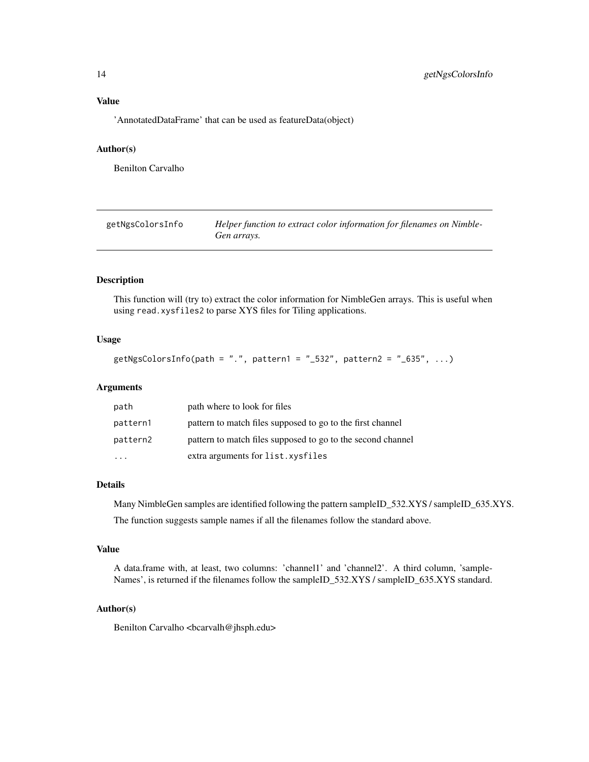### Value

'AnnotatedDataFrame' that can be used as featureData(object)

### Author(s)

Benilton Carvalho

---

## getNgsColorsInfo *Helper function to extract color information for filenames on NimbleGen arrays.*

---

### Description

This function will (try to) extract the color information for NimbleGen arrays. This is useful when using `read.xysfiles2` to parse XYS files for Tiling applications.

### Usage

```
getNgsColorsInfo(path = ".", pattern1 = "_532", pattern2 = "_635", ...)
```

### Arguments

| | |
|---|---|
| `path` | path where to look for files |
| `pattern1` | pattern to match files supposed to go to the first channel |
| `pattern2` | pattern to match files supposed to go to the second channel |
| `...` | extra arguments for `list.xysfiles` |

### Details

Many NimbleGen samples are identified following the pattern sampleID_532.XYS / sampleID_635.XYS.

The function suggests sample names if all the filenames follow the standard above.

### Value

A data.frame with, at least, two columns: 'channel1' and 'channel2'. A third column, 'sampleNames', is returned if the filenames follow the sampleID_532.XYS / sampleID_635.XYS standard.

### Author(s)

Benilton Carvalho <bcarvalh@jhsph.edu>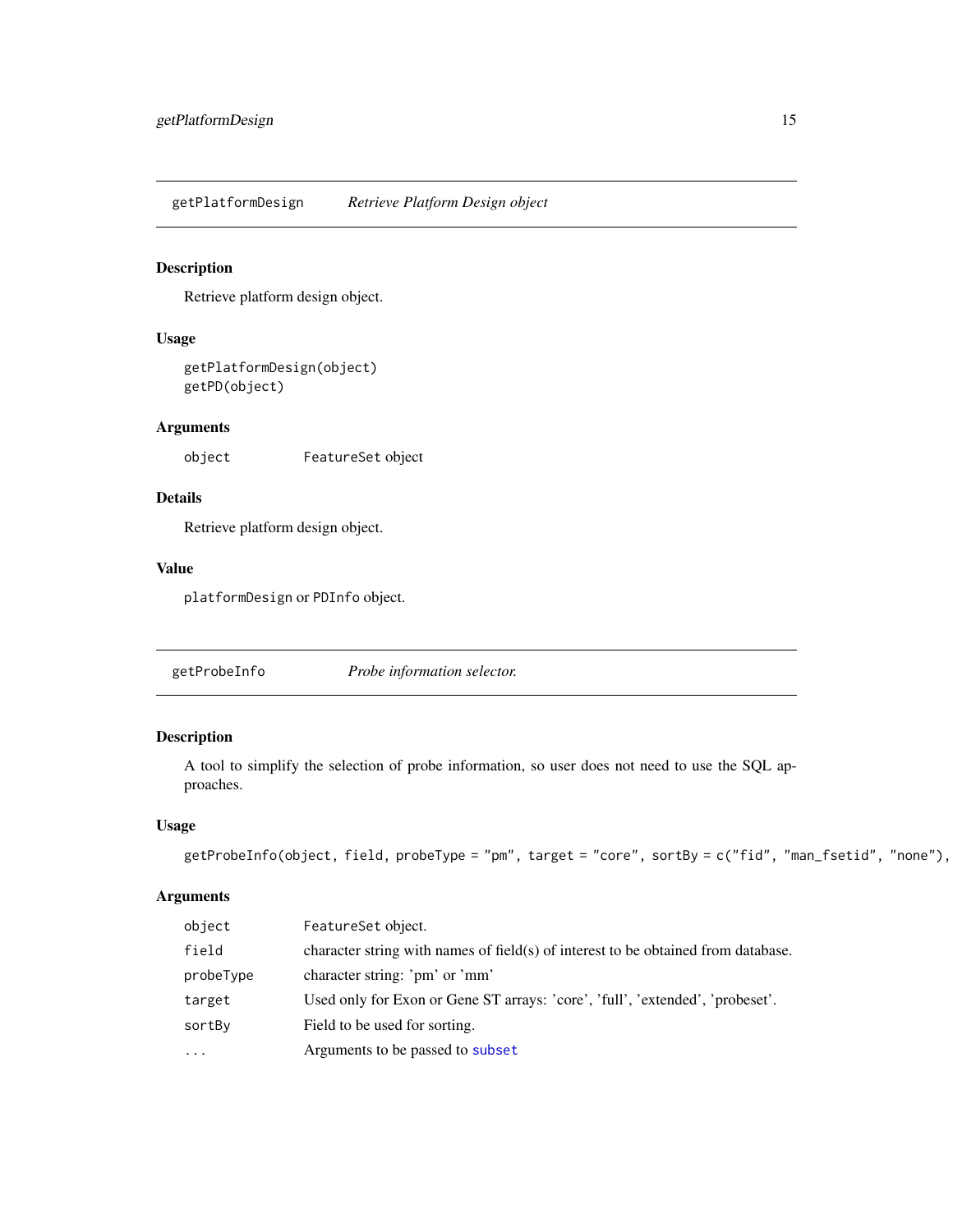## getPlatformDesign    *Retrieve Platform Design object*

### Description

Retrieve platform design object.

### Usage

```
getPlatformDesign(object)
getPD(object)
```

### Arguments

| | |
|---|---|
| object | FeatureSet object |

### Details

Retrieve platform design object.

### Value

platformDesign or PDInfo object.

## getProbeInfo    *Probe information selector.*

### Description

A tool to simplify the selection of probe information, so user does not need to use the SQL approaches.

### Usage

```
getProbeInfo(object, field, probeType = "pm", target = "core", sortBy = c("fid", "man_fsetid", "none"),
```

### Arguments

| | |
|---|---|
| object | FeatureSet object. |
| field | character string with names of field(s) of interest to be obtained from database. |
| probeType | character string: 'pm' or 'mm' |
| target | Used only for Exon or Gene ST arrays: 'core', 'full', 'extended', 'probeset'. |
| sortBy | Field to be used for sorting. |
| ... | Arguments to be passed to subset |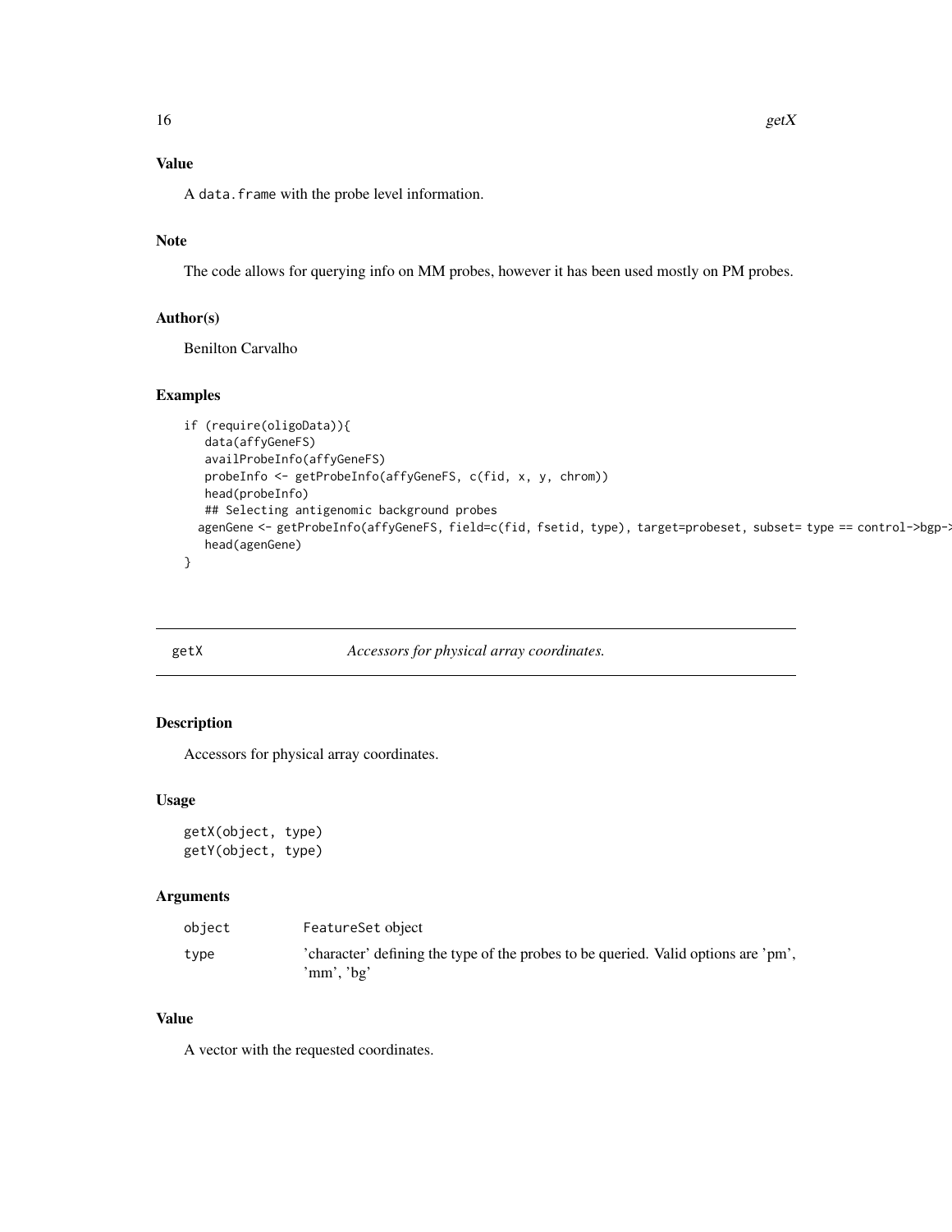## Value

A data.frame with the probe level information.

## Note

The code allows for querying info on MM probes, however it has been used mostly on PM probes.

## Author(s)

Benilton Carvalho

## Examples

```
if (require(oligoData)){
   data(affyGeneFS)
   availProbeInfo(affyGeneFS)
   probeInfo <- getProbeInfo(affyGeneFS, c(fid, x, y, chrom))
   head(probeInfo)
   ## Selecting antigenomic background probes
  agenGene <- getProbeInfo(affyGeneFS, field=c(fid, fsetid, type), target=probeset, subset= type == control->bgp->
   head(agenGene)
}
```

---

# getX — *Accessors for physical array coordinates.*

## Description

Accessors for physical array coordinates.

## Usage

```
getX(object, type)
getY(object, type)
```

## Arguments

| | |
|---|---|
| object | FeatureSet object |
| type | 'character' defining the type of the probes to be queried. Valid options are 'pm', 'mm', 'bg' |

## Value

A vector with the requested coordinates.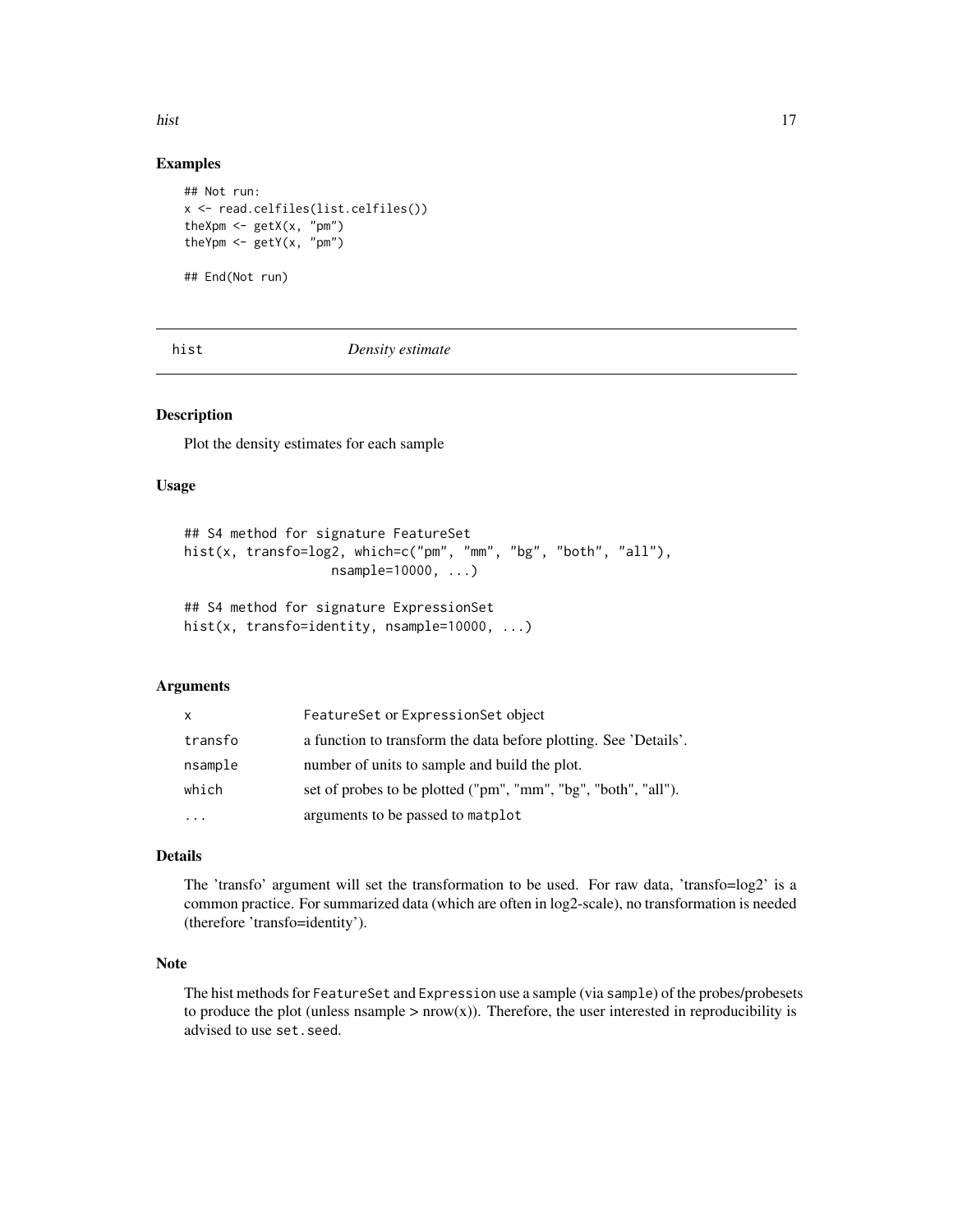## Examples

```
## Not run:
x <- read.celfiles(list.celfiles())
theXpm <- getX(x, "pm")
theYpm <- getY(x, "pm")

## End(Not run)
```

---

# hist *Density estimate*

---

## Description

Plot the density estimates for each sample

## Usage

```
## S4 method for signature FeatureSet
hist(x, transfo=log2, which=c("pm", "mm", "bg", "both", "all"),
                   nsample=10000, ...)

## S4 method for signature ExpressionSet
hist(x, transfo=identity, nsample=10000, ...)
```

## Arguments

| | |
|---|---|
| x | FeatureSet or ExpressionSet object |
| transfo | a function to transform the data before plotting. See 'Details'. |
| nsample | number of units to sample and build the plot. |
| which | set of probes to be plotted ("pm", "mm", "bg", "both", "all"). |
| ... | arguments to be passed to matplot |

## Details

The 'transfo' argument will set the transformation to be used. For raw data, 'transfo=log2' is a common practice. For summarized data (which are often in log2-scale), no transformation is needed (therefore 'transfo=identity').

## Note

The hist methods for FeatureSet and Expression use a sample (via sample) of the probes/probesets to produce the plot (unless nsample > nrow(x)). Therefore, the user interested in reproducibility is advised to use set.seed.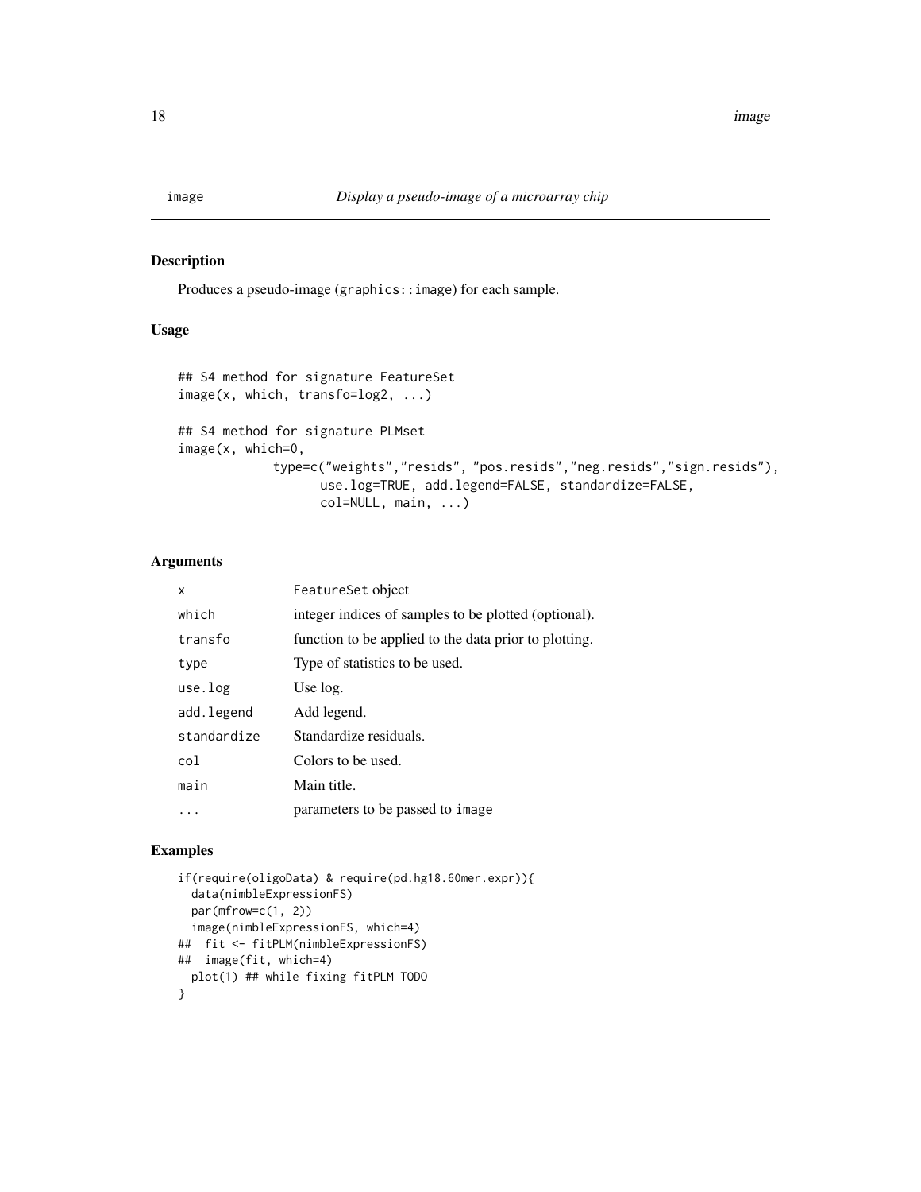## image *Display a pseudo-image of a microarray chip*

### Description

Produces a pseudo-image (`graphics::image`) for each sample.

### Usage

```
## S4 method for signature FeatureSet
image(x, which, transfo=log2, ...)

## S4 method for signature PLMset
image(x, which=0,
          type=c("weights","resids", "pos.resids","neg.resids","sign.resids"),
                use.log=TRUE, add.legend=FALSE, standardize=FALSE,
                col=NULL, main, ...)
```

### Arguments

| | |
|---|---|
| `x` | `FeatureSet` object |
| `which` | integer indices of samples to be plotted (optional). |
| `transfo` | function to be applied to the data prior to plotting. |
| `type` | Type of statistics to be used. |
| `use.log` | Use log. |
| `add.legend` | Add legend. |
| `standardize` | Standardize residuals. |
| `col` | Colors to be used. |
| `main` | Main title. |
| `...` | parameters to be passed to `image` |

### Examples

```
if(require(oligoData) & require(pd.hg18.60mer.expr)){
  data(nimbleExpressionFS)
  par(mfrow=c(1, 2))
  image(nimbleExpressionFS, which=4)
##  fit <- fitPLM(nimbleExpressionFS)
##  image(fit, which=4)
  plot(1) ## while fixing fitPLM TODO
}
```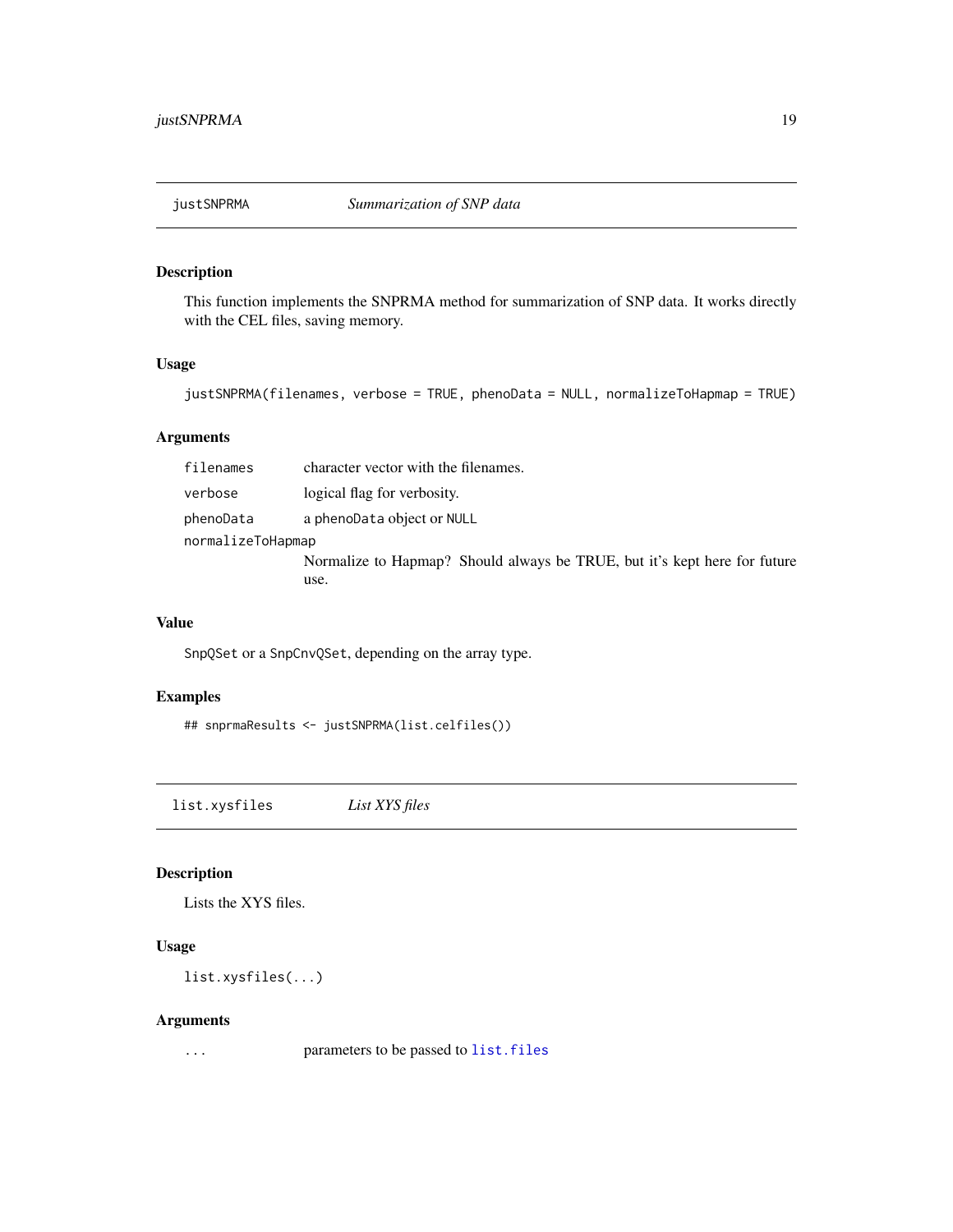## justSNPRMA *Summarization of SNP data*

### Description

This function implements the SNPRMA method for summarization of SNP data. It works directly with the CEL files, saving memory.

### Usage

```
justSNPRMA(filenames, verbose = TRUE, phenoData = NULL, normalizeToHapmap = TRUE)
```

### Arguments

| | |
|---|---|
| `filenames` | character vector with the filenames. |
| `verbose` | logical flag for verbosity. |
| `phenoData` | a `phenoData` object or `NULL` |
| `normalizeToHapmap` | Normalize to Hapmap? Should always be TRUE, but it's kept here for future use. |

### Value

`SnpQSet` or a `SnpCnvQSet`, depending on the array type.

### Examples

```
## snprmaResults <- justSNPRMA(list.celfiles())
```

## list.xysfiles *List XYS files*

### Description

Lists the XYS files.

### Usage

```
list.xysfiles(...)
```

### Arguments

| | |
|---|---|
| `...` | parameters to be passed to `list.files` |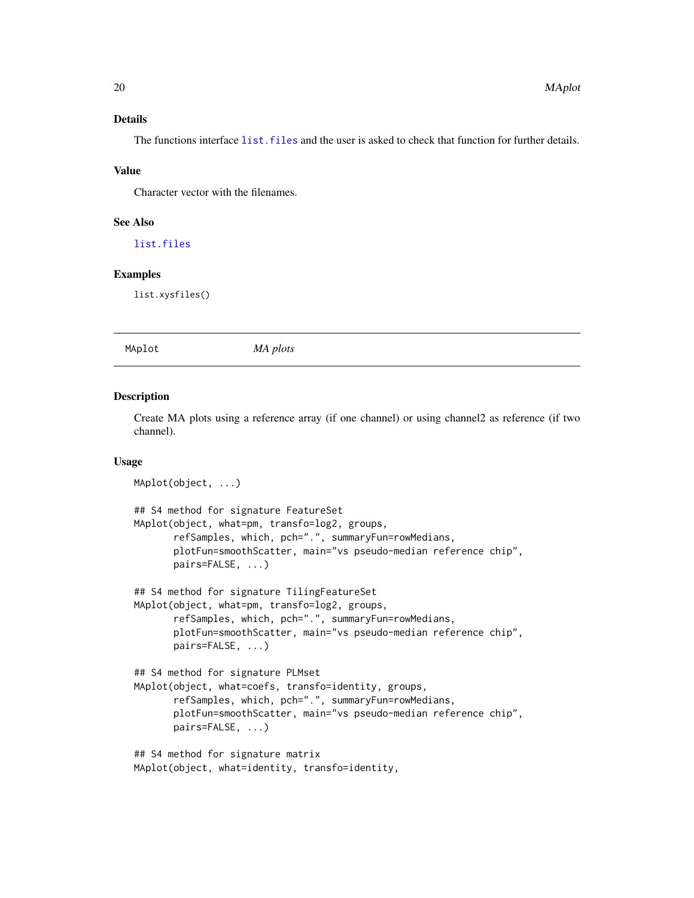### Details

The functions interface `list.files` and the user is asked to check that function for further details.

### Value

Character vector with the filenames.

### See Also

`list.files`

### Examples

```
list.xysfiles()
```

---

## MAplot — *MA plots*

---

### Description

Create MA plots using a reference array (if one channel) or using channel2 as reference (if two channel).

### Usage

```
MAplot(object, ...)

## S4 method for signature FeatureSet
MAplot(object, what=pm, transfo=log2, groups,
       refSamples, which, pch=".", summaryFun=rowMedians,
       plotFun=smoothScatter, main="vs pseudo-median reference chip",
       pairs=FALSE, ...)

## S4 method for signature TilingFeatureSet
MAplot(object, what=pm, transfo=log2, groups,
       refSamples, which, pch=".", summaryFun=rowMedians,
       plotFun=smoothScatter, main="vs pseudo-median reference chip",
       pairs=FALSE, ...)

## S4 method for signature PLMset
MAplot(object, what=coefs, transfo=identity, groups,
       refSamples, which, pch=".", summaryFun=rowMedians,
       plotFun=smoothScatter, main="vs pseudo-median reference chip",
       pairs=FALSE, ...)

## S4 method for signature matrix
MAplot(object, what=identity, transfo=identity,
```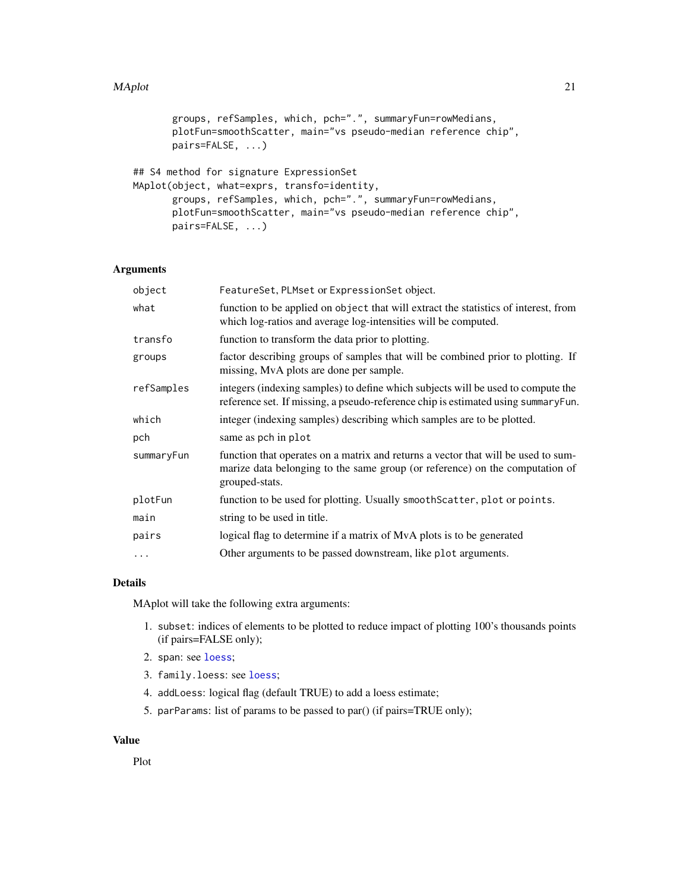```
        groups, refSamples, which, pch=".", summaryFun=rowMedians,
        plotFun=smoothScatter, main="vs pseudo-median reference chip",
        pairs=FALSE, ...)

## S4 method for signature ExpressionSet
MAplot(object, what=exprs, transfo=identity,
        groups, refSamples, which, pch=".", summaryFun=rowMedians,
        plotFun=smoothScatter, main="vs pseudo-median reference chip",
        pairs=FALSE, ...)
```

## Arguments

| | |
|---|---|
| `object` | `FeatureSet`, `PLMset` or `ExpressionSet` object. |
| `what` | function to be applied on `object` that will extract the statistics of interest, from which log-ratios and average log-intensities will be computed. |
| `transfo` | function to transform the data prior to plotting. |
| `groups` | factor describing groups of samples that will be combined prior to plotting. If missing, MvA plots are done per sample. |
| `refSamples` | integers (indexing samples) to define which subjects will be used to compute the reference set. If missing, a pseudo-reference chip is estimated using `summaryFun`. |
| `which` | integer (indexing samples) describing which samples are to be plotted. |
| `pch` | same as `pch` in `plot` |
| `summaryFun` | function that operates on a matrix and returns a vector that will be used to summarize data belonging to the same group (or reference) on the computation of grouped-stats. |
| `plotFun` | function to be used for plotting. Usually `smoothScatter`, `plot` or `points`. |
| `main` | string to be used in title. |
| `pairs` | logical flag to determine if a matrix of MvA plots is to be generated |
| `...` | Other arguments to be passed downstream, like `plot` arguments. |

## Details

MAplot will take the following extra arguments:

1. `subset`: indices of elements to be plotted to reduce impact of plotting 100's thousands points (if pairs=FALSE only);
2. `span`: see `loess`;
3. `family.loess`: see `loess`;
4. `addLoess`: logical flag (default TRUE) to add a loess estimate;
5. `parParams`: list of params to be passed to par() (if pairs=TRUE only);

## Value

Plot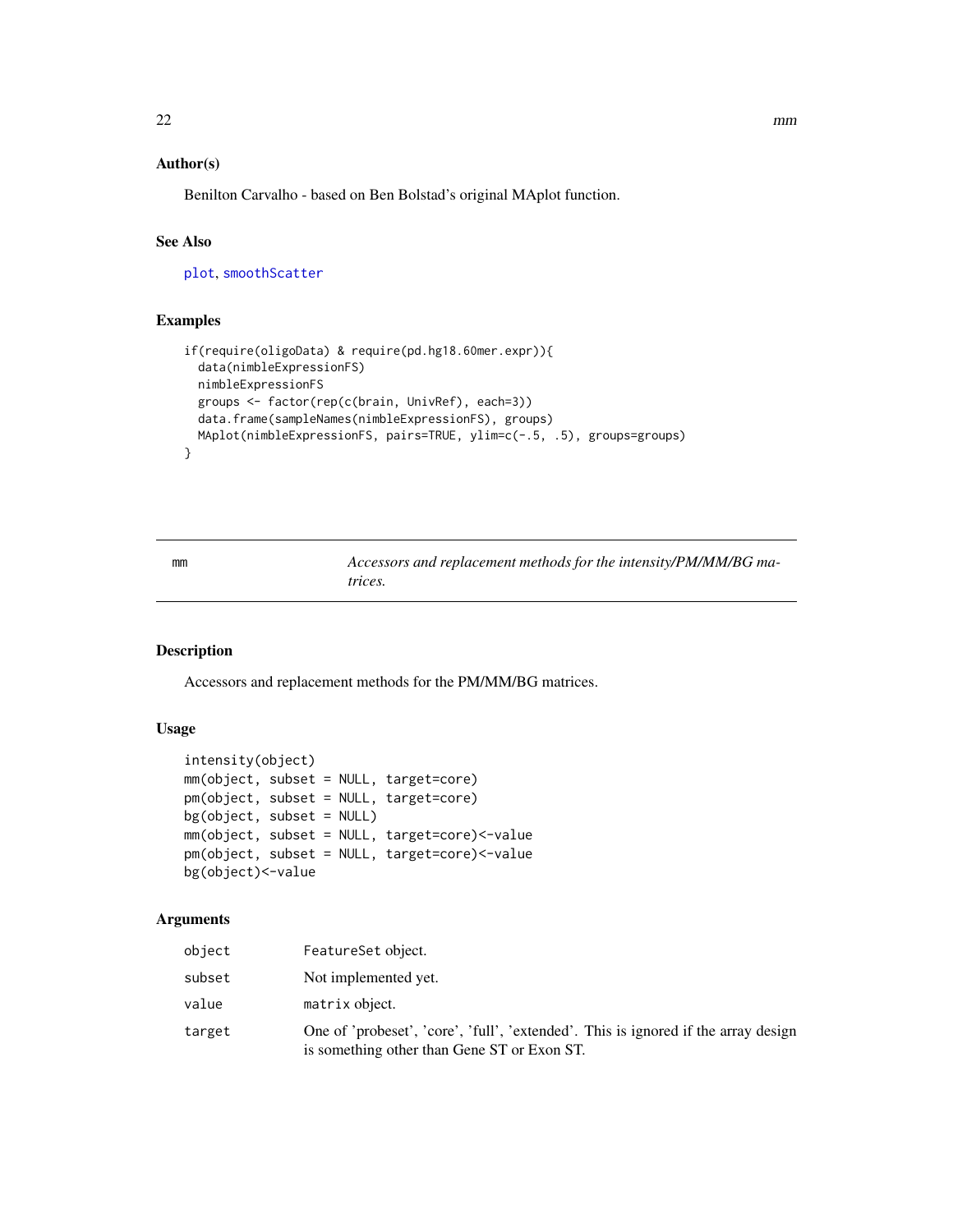### Author(s)

Benilton Carvalho - based on Ben Bolstad's original MAplot function.

### See Also

plot, smoothScatter

### Examples

```
if(require(oligoData) & require(pd.hg18.60mer.expr)){
  data(nimbleExpressionFS)
  nimbleExpressionFS
  groups <- factor(rep(c(brain, UnivRef), each=3))
  data.frame(sampleNames(nimbleExpressionFS), groups)
  MAplot(nimbleExpressionFS, pairs=TRUE, ylim=c(-.5, .5), groups=groups)
}
```

---

## mm — *Accessors and replacement methods for the intensity/PM/MM/BG matrices.*

### Description

Accessors and replacement methods for the PM/MM/BG matrices.

### Usage

```
intensity(object)
mm(object, subset = NULL, target=core)
pm(object, subset = NULL, target=core)
bg(object, subset = NULL)
mm(object, subset = NULL, target=core)<-value
pm(object, subset = NULL, target=core)<-value
bg(object)<-value
```

### Arguments

| | |
|---|---|
| object | FeatureSet object. |
| subset | Not implemented yet. |
| value | matrix object. |
| target | One of 'probeset', 'core', 'full', 'extended'. This is ignored if the array design is something other than Gene ST or Exon ST. |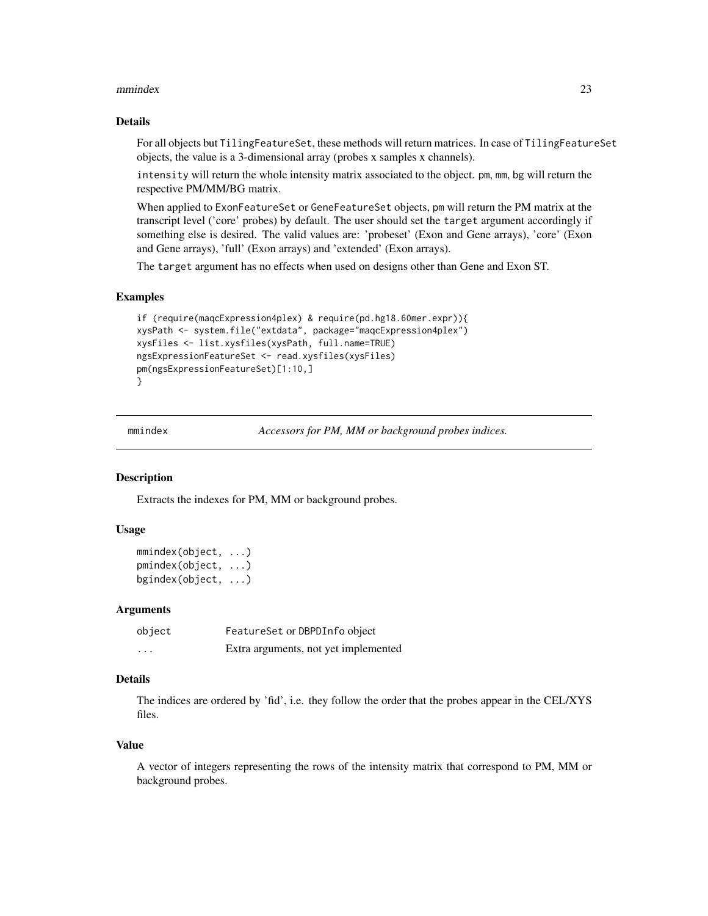### Details

For all objects but `TilingFeatureSet`, these methods will return matrices. In case of `TilingFeatureSet` objects, the value is a 3-dimensional array (probes x samples x channels).

`intensity` will return the whole intensity matrix associated to the object. `pm`, `mm`, `bg` will return the respective PM/MM/BG matrix.

When applied to `ExonFeatureSet` or `GeneFeatureSet` objects, `pm` will return the PM matrix at the transcript level ('core' probes) by default. The user should set the `target` argument accordingly if something else is desired. The valid values are: 'probeset' (Exon and Gene arrays), 'core' (Exon and Gene arrays), 'full' (Exon arrays) and 'extended' (Exon arrays).

The `target` argument has no effects when used on designs other than Gene and Exon ST.

### Examples

```
if (require(maqcExpression4plex) & require(pd.hg18.60mer.expr)){
xysPath <- system.file("extdata", package="maqcExpression4plex")
xysFiles <- list.xysfiles(xysPath, full.name=TRUE)
ngsExpressionFeatureSet <- read.xysfiles(xysFiles)
pm(ngsExpressionFeatureSet)[1:10,]
}
```

---

## mmindex — *Accessors for PM, MM or background probes indices.*

### Description

Extracts the indexes for PM, MM or background probes.

### Usage

```
mmindex(object, ...)
pmindex(object, ...)
bgindex(object, ...)
```

### Arguments

| | |
|---|---|
| object | `FeatureSet` or `DBPDInfo` object |
| ... | Extra arguments, not yet implemented |

### Details

The indices are ordered by 'fid', i.e. they follow the order that the probes appear in the CEL/XYS files.

### Value

A vector of integers representing the rows of the intensity matrix that correspond to PM, MM or background probes.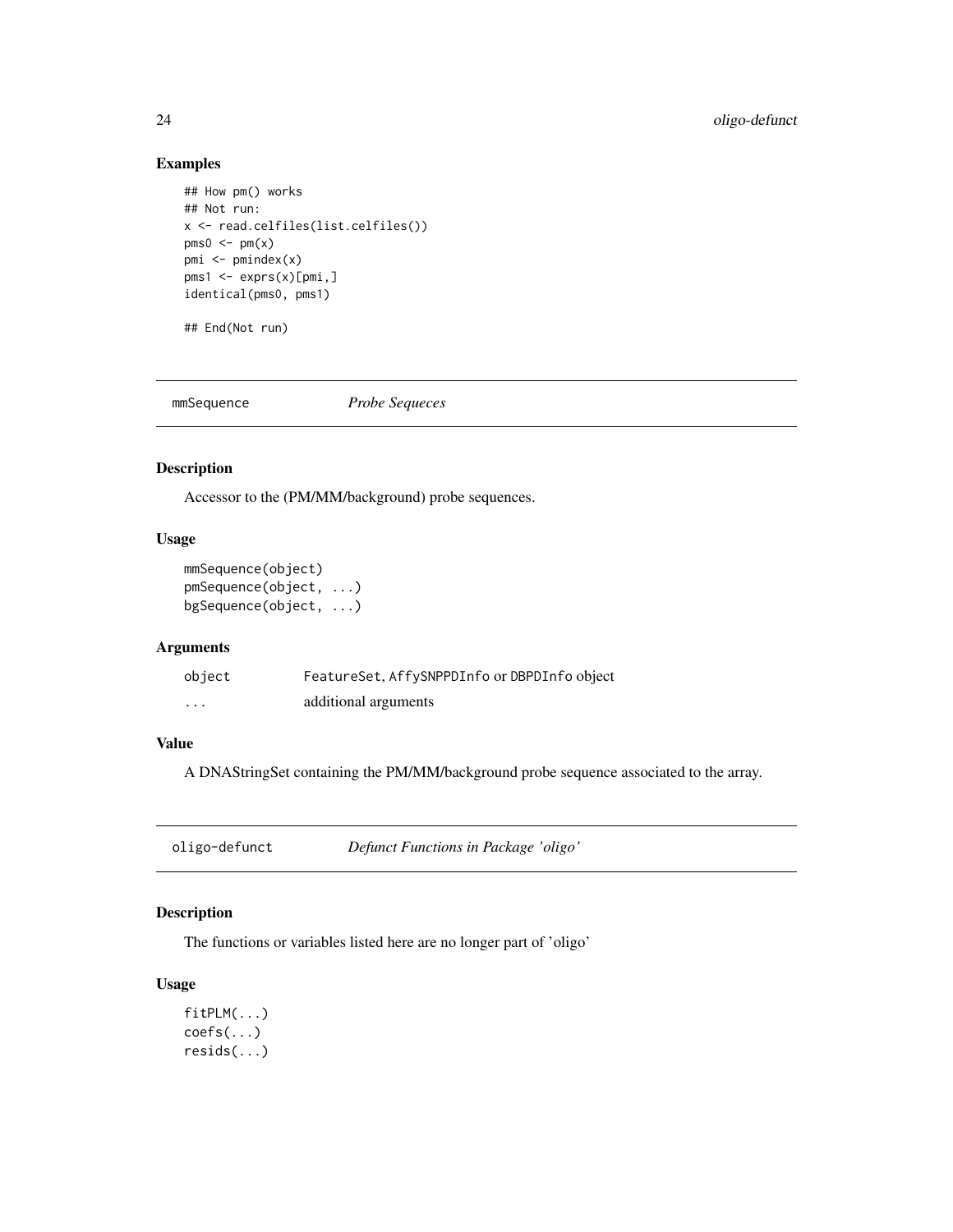### Examples

```
## How pm() works
## Not run:
x <- read.celfiles(list.celfiles())
pms0 <- pm(x)
pmi <- pmindex(x)
pms1 <- exprs(x)[pmi,]
identical(pms0, pms1)

## End(Not run)
```

## mmSequence *Probe Sequeces*

### Description

Accessor to the (PM/MM/background) probe sequences.

### Usage

```
mmSequence(object)
pmSequence(object, ...)
bgSequence(object, ...)
```

### Arguments

| | |
|---|---|
| object | FeatureSet, AffySNPPDInfo or DBPDInfo object |
| ... | additional arguments |

### Value

A DNAStringSet containing the PM/MM/background probe sequence associated to the array.

## oligo-defunct *Defunct Functions in Package 'oligo'*

### Description

The functions or variables listed here are no longer part of 'oligo'

### Usage

```
fitPLM(...)
coefs(...)
resids(...)
```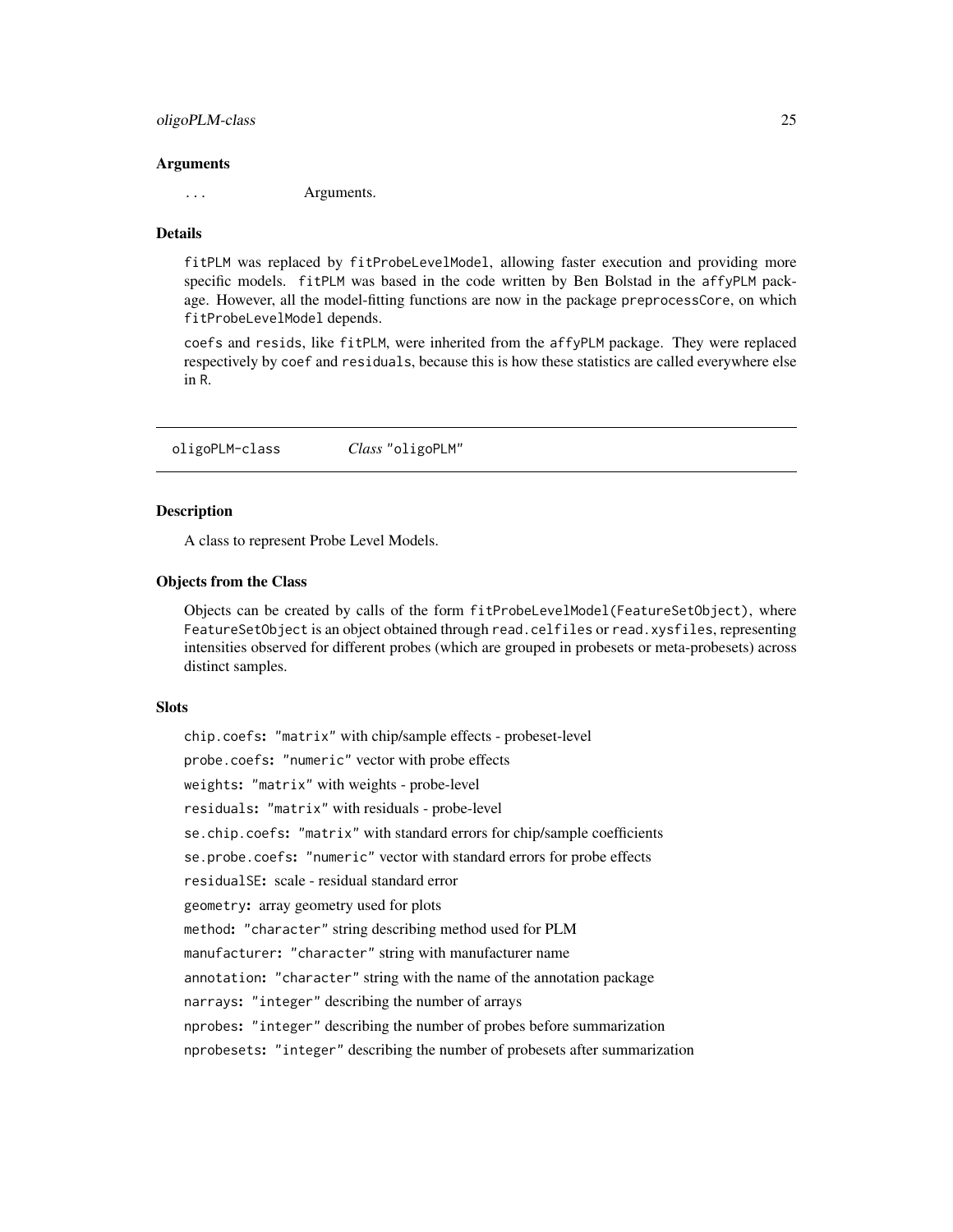### Arguments

... Arguments.

### Details

fitPLM was replaced by fitProbeLevelModel, allowing faster execution and providing more specific models. fitPLM was based in the code written by Ben Bolstad in the affyPLM package. However, all the model-fitting functions are now in the package preprocessCore, on which fitProbeLevelModel depends.

coefs and resids, like fitPLM, were inherited from the affyPLM package. They were replaced respectively by coef and residuals, because this is how these statistics are called everywhere else in R.

---

## oligoPLM-class    *Class* "oligoPLM"

---

### Description

A class to represent Probe Level Models.

### Objects from the Class

Objects can be created by calls of the form fitProbeLevelModel(FeatureSetObject), where FeatureSetObject is an object obtained through read.celfiles or read.xysfiles, representing intensities observed for different probes (which are grouped in probesets or meta-probesets) across distinct samples.

### Slots

**chip.coefs:** "matrix" with chip/sample effects - probeset-level

**probe.coefs:** "numeric" vector with probe effects

**weights:** "matrix" with weights - probe-level

**residuals:** "matrix" with residuals - probe-level

**se.chip.coefs:** "matrix" with standard errors for chip/sample coefficients

**se.probe.coefs:** "numeric" vector with standard errors for probe effects

**residualSE:** scale - residual standard error

**geometry:** array geometry used for plots

**method:** "character" string describing method used for PLM

**manufacturer:** "character" string with manufacturer name

**annotation:** "character" string with the name of the annotation package

**narrays:** "integer" describing the number of arrays

**nprobes:** "integer" describing the number of probes before summarization

**nprobesets:** "integer" describing the number of probesets after summarization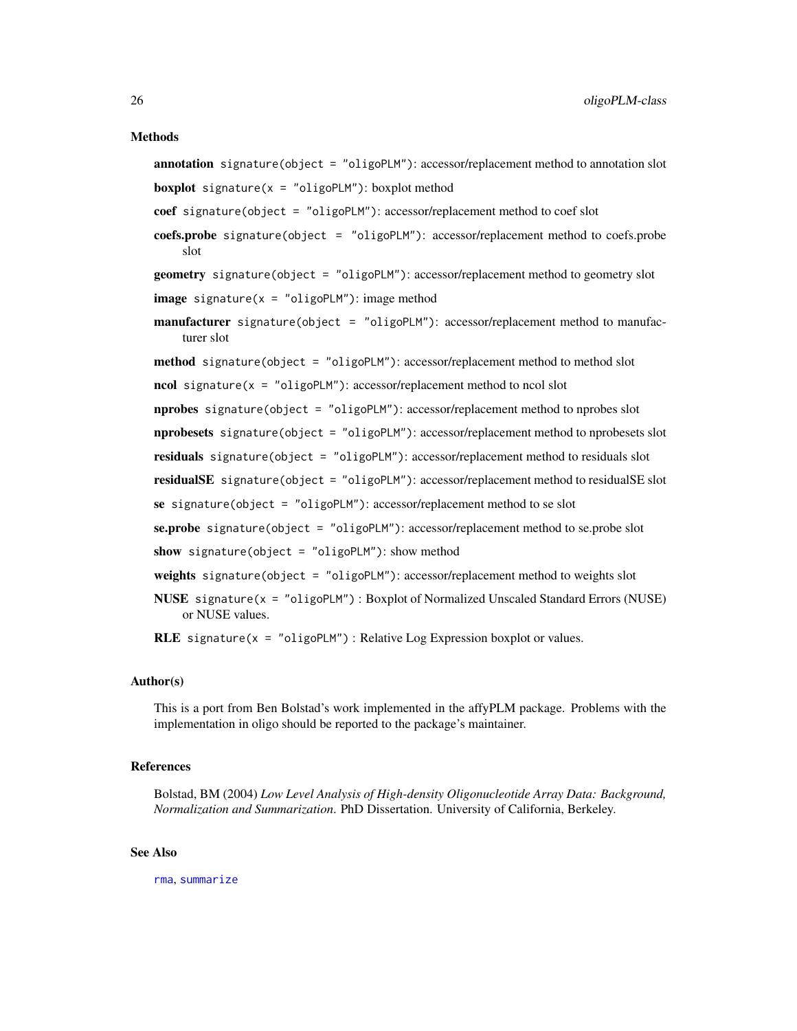### Methods

**annotation** `signature(object = "oligoPLM")`: accessor/replacement method to annotation slot

**boxplot** `signature(x = "oligoPLM")`: boxplot method

**coef** `signature(object = "oligoPLM")`: accessor/replacement method to coef slot

**coefs.probe** `signature(object = "oligoPLM")`: accessor/replacement method to coefs.probe slot

**geometry** `signature(object = "oligoPLM")`: accessor/replacement method to geometry slot

**image** `signature(x = "oligoPLM")`: image method

**manufacturer** `signature(object = "oligoPLM")`: accessor/replacement method to manufacturer slot

**method** `signature(object = "oligoPLM")`: accessor/replacement method to method slot

**ncol** `signature(x = "oligoPLM")`: accessor/replacement method to ncol slot

**nprobes** `signature(object = "oligoPLM")`: accessor/replacement method to nprobes slot

**nprobesets** `signature(object = "oligoPLM")`: accessor/replacement method to nprobesets slot

**residuals** `signature(object = "oligoPLM")`: accessor/replacement method to residuals slot

**residualSE** `signature(object = "oligoPLM")`: accessor/replacement method to residualSE slot

**se** `signature(object = "oligoPLM")`: accessor/replacement method to se slot

**se.probe** `signature(object = "oligoPLM")`: accessor/replacement method to se.probe slot

**show** `signature(object = "oligoPLM")`: show method

**weights** `signature(object = "oligoPLM")`: accessor/replacement method to weights slot

**NUSE** `signature(x = "oligoPLM")` : Boxplot of Normalized Unscaled Standard Errors (NUSE) or NUSE values.

**RLE** `signature(x = "oligoPLM")` : Relative Log Expression boxplot or values.

### Author(s)

This is a port from Ben Bolstad's work implemented in the affyPLM package. Problems with the implementation in oligo should be reported to the package's maintainer.

### References

Bolstad, BM (2004) *Low Level Analysis of High-density Oligonucleotide Array Data: Background, Normalization and Summarization*. PhD Dissertation. University of California, Berkeley.

### See Also

`rma`, `summarize`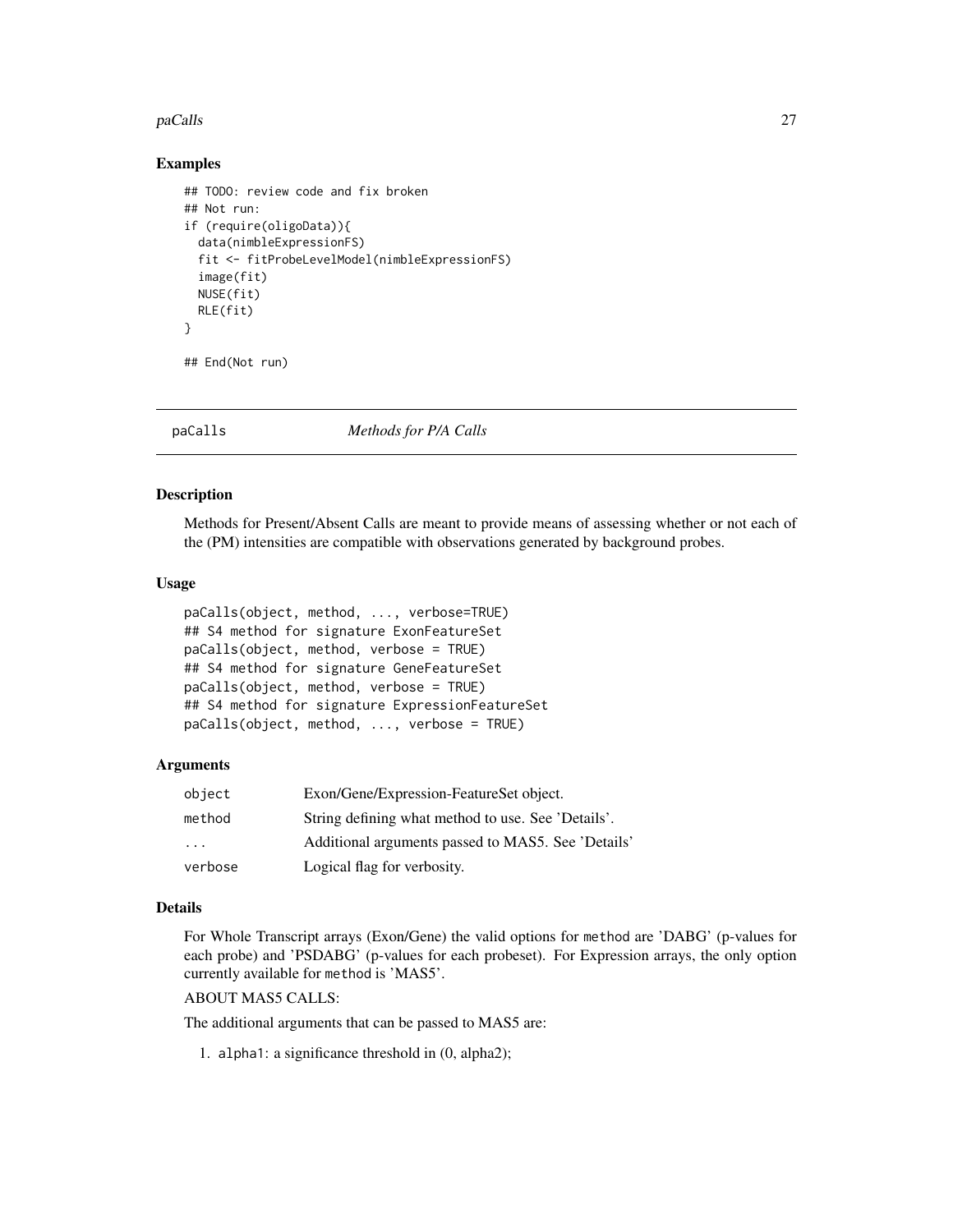### Examples

```
## TODO: review code and fix broken
## Not run:
if (require(oligoData)){
  data(nimbleExpressionFS)
  fit <- fitProbeLevelModel(nimbleExpressionFS)
  image(fit)
  NUSE(fit)
  RLE(fit)
}

## End(Not run)
```

## paCalls — *Methods for P/A Calls*

### Description

Methods for Present/Absent Calls are meant to provide means of assessing whether or not each of the (PM) intensities are compatible with observations generated by background probes.

### Usage

```
paCalls(object, method, ..., verbose=TRUE)
## S4 method for signature ExonFeatureSet
paCalls(object, method, verbose = TRUE)
## S4 method for signature GeneFeatureSet
paCalls(object, method, verbose = TRUE)
## S4 method for signature ExpressionFeatureSet
paCalls(object, method, ..., verbose = TRUE)
```

### Arguments

| | |
|---|---|
| `object` | Exon/Gene/Expression-FeatureSet object. |
| `method` | String defining what method to use. See 'Details'. |
| `...` | Additional arguments passed to MAS5. See 'Details' |
| `verbose` | Logical flag for verbosity. |

### Details

For Whole Transcript arrays (Exon/Gene) the valid options for `method` are 'DABG' (p-values for each probe) and 'PSDABG' (p-values for each probeset). For Expression arrays, the only option currently available for `method` is 'MAS5'.

ABOUT MAS5 CALLS:

The additional arguments that can be passed to MAS5 are:

1. `alpha1`: a significance threshold in (0, alpha2);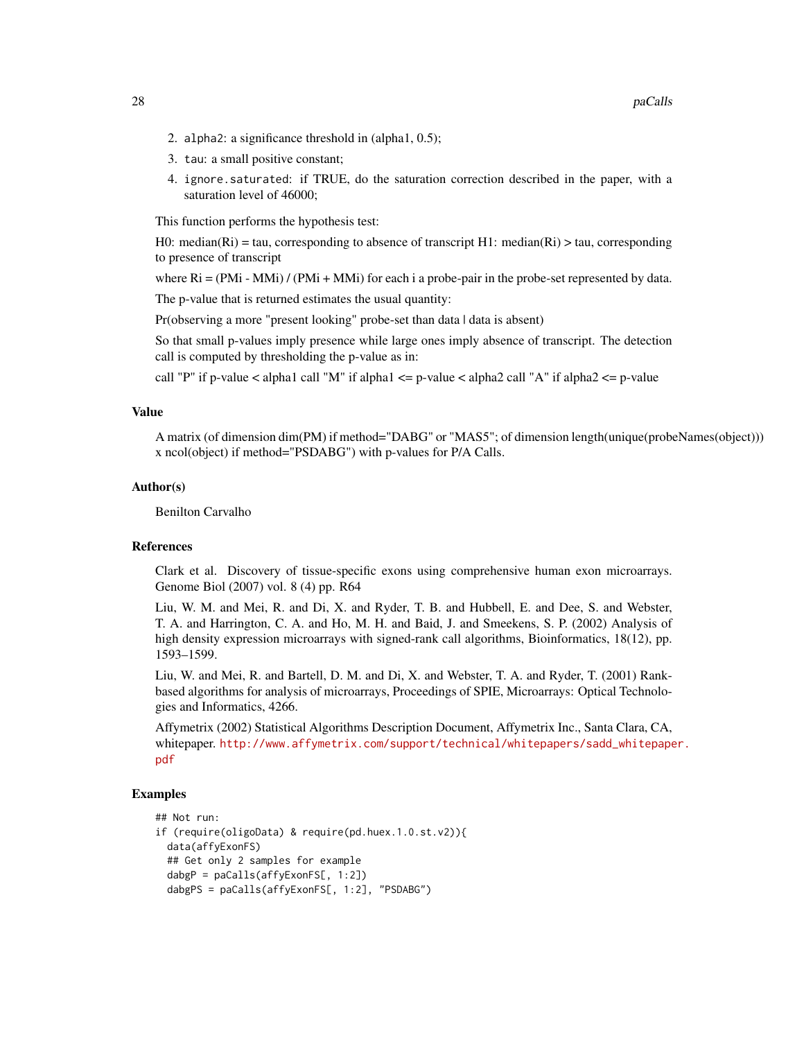2. `alpha2`: a significance threshold in (alpha1, 0.5);
3. `tau`: a small positive constant;
4. `ignore.saturated`: if TRUE, do the saturation correction described in the paper, with a saturation level of 46000;

This function performs the hypothesis test:

H0: median(Ri) = tau, corresponding to absence of transcript H1: median(Ri) > tau, corresponding to presence of transcript

where Ri = (PMi - MMi) / (PMi + MMi) for each i a probe-pair in the probe-set represented by data.

The p-value that is returned estimates the usual quantity:

Pr(observing a more "present looking" probe-set than data | data is absent)

So that small p-values imply presence while large ones imply absence of transcript. The detection call is computed by thresholding the p-value as in:

call "P" if p-value < alpha1 call "M" if alpha1 <= p-value < alpha2 call "A" if alpha2 <= p-value

### Value

A matrix (of dimension dim(PM) if method="DABG" or "MAS5"; of dimension length(unique(probeNames(object))) x ncol(object) if method="PSDABG") with p-values for P/A Calls.

### Author(s)

Benilton Carvalho

### References

Clark et al. Discovery of tissue-specific exons using comprehensive human exon microarrays. Genome Biol (2007) vol. 8 (4) pp. R64

Liu, W. M. and Mei, R. and Di, X. and Ryder, T. B. and Hubbell, E. and Dee, S. and Webster, T. A. and Harrington, C. A. and Ho, M. H. and Baid, J. and Smeekens, S. P. (2002) Analysis of high density expression microarrays with signed-rank call algorithms, Bioinformatics, 18(12), pp. 1593–1599.

Liu, W. and Mei, R. and Bartell, D. M. and Di, X. and Webster, T. A. and Ryder, T. (2001) Rank-based algorithms for analysis of microarrays, Proceedings of SPIE, Microarrays: Optical Technologies and Informatics, 4266.

Affymetrix (2002) Statistical Algorithms Description Document, Affymetrix Inc., Santa Clara, CA, whitepaper. http://www.affymetrix.com/support/technical/whitepapers/sadd_whitepaper.pdf

### Examples

```
## Not run:
if (require(oligoData) & require(pd.huex.1.0.st.v2)){
  data(affyExonFS)
  ## Get only 2 samples for example
  dabgP = paCalls(affyExonFS[, 1:2])
  dabgPS = paCalls(affyExonFS[, 1:2], "PSDABG")
```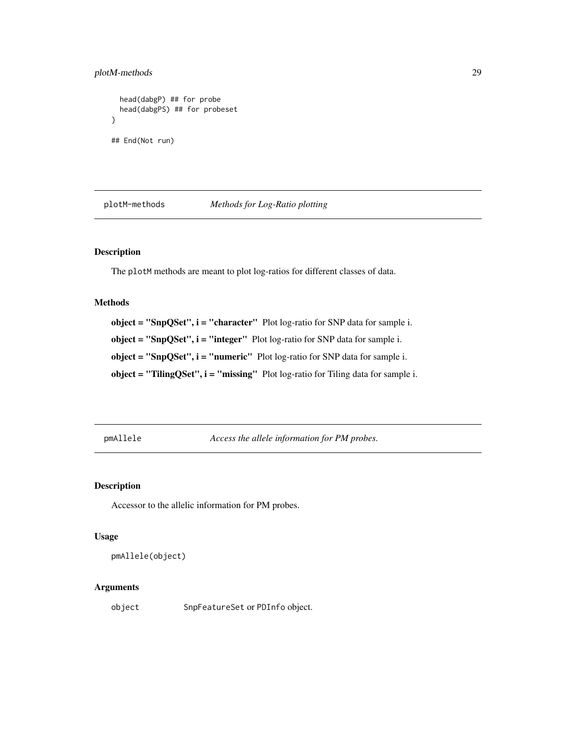```
  head(dabgP) ## for probe
  head(dabgPS) ## for probeset
}

## End(Not run)
```

## plotM-methods    *Methods for Log-Ratio plotting*

### Description

The plotM methods are meant to plot log-ratios for different classes of data.

### Methods

**object = "SnpQSet", i = "character"** Plot log-ratio for SNP data for sample i.

**object = "SnpQSet", i = "integer"** Plot log-ratio for SNP data for sample i.

**object = "SnpQSet", i = "numeric"** Plot log-ratio for SNP data for sample i.

**object = "TilingQSet", i = "missing"** Plot log-ratio for Tiling data for sample i.

## pmAllele    *Access the allele information for PM probes.*

### Description

Accessor to the allelic information for PM probes.

### Usage

```
pmAllele(object)
```

### Arguments

| | |
|---|---|
| object | SnpFeatureSet or PDInfo object. |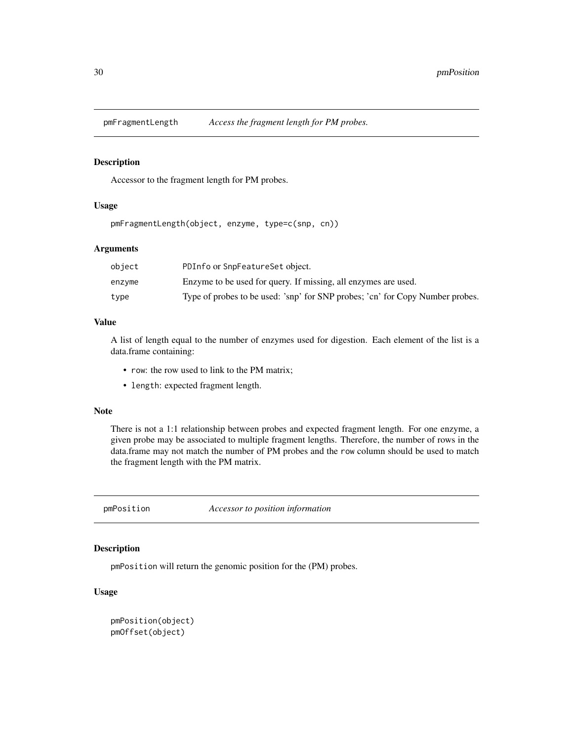## pmFragmentLength    *Access the fragment length for PM probes.*

### Description

Accessor to the fragment length for PM probes.

### Usage

```
pmFragmentLength(object, enzyme, type=c(snp, cn))
```

### Arguments

| | |
|---|---|
| `object` | `PDInfo` or `SnpFeatureSet` object. |
| `enzyme` | Enzyme to be used for query. If missing, all enzymes are used. |
| `type` | Type of probes to be used: 'snp' for SNP probes; 'cn' for Copy Number probes. |

### Value

A list of length equal to the number of enzymes used for digestion. Each element of the list is a data.frame containing:

- `row`: the row used to link to the PM matrix;
- `length`: expected fragment length.

### Note

There is not a 1:1 relationship between probes and expected fragment length. For one enzyme, a given probe may be associated to multiple fragment lengths. Therefore, the number of rows in the data.frame may not match the number of PM probes and the `row` column should be used to match the fragment length with the PM matrix.

## pmPosition    *Accessor to position information*

### Description

`pmPosition` will return the genomic position for the (PM) probes.

### Usage

```
pmPosition(object)
pmOffset(object)
```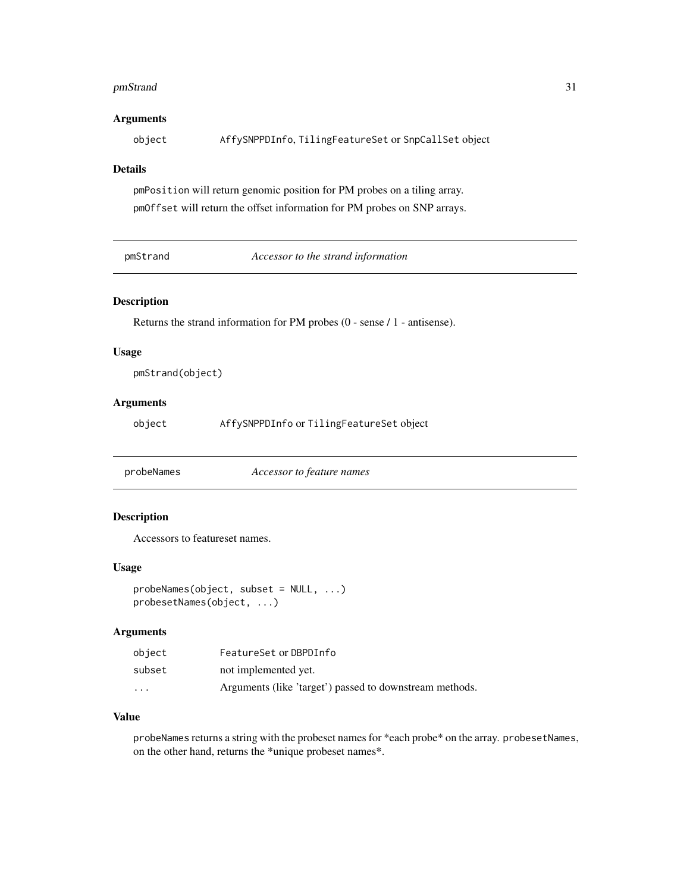### Arguments

object AffySNPPDInfo, TilingFeatureSet or SnpCallSet object

### Details

pmPosition will return genomic position for PM probes on a tiling array.

pmOffset will return the offset information for PM probes on SNP arrays.

---

## pmStrand *Accessor to the strand information*

---

### Description

Returns the strand information for PM probes (0 - sense / 1 - antisense).

### Usage

```
pmStrand(object)
```

### Arguments

object AffySNPPDInfo or TilingFeatureSet object

---

## probeNames *Accessor to feature names*

---

### Description

Accessors to featureset names.

### Usage

```
probeNames(object, subset = NULL, ...)
probesetNames(object, ...)
```

### Arguments

| | |
|---|---|
| object | FeatureSet or DBPDInfo |
| subset | not implemented yet. |
| ... | Arguments (like 'target') passed to downstream methods. |

### Value

probeNames returns a string with the probeset names for *each probe* on the array. probesetNames, on the other hand, returns the *unique probeset names*.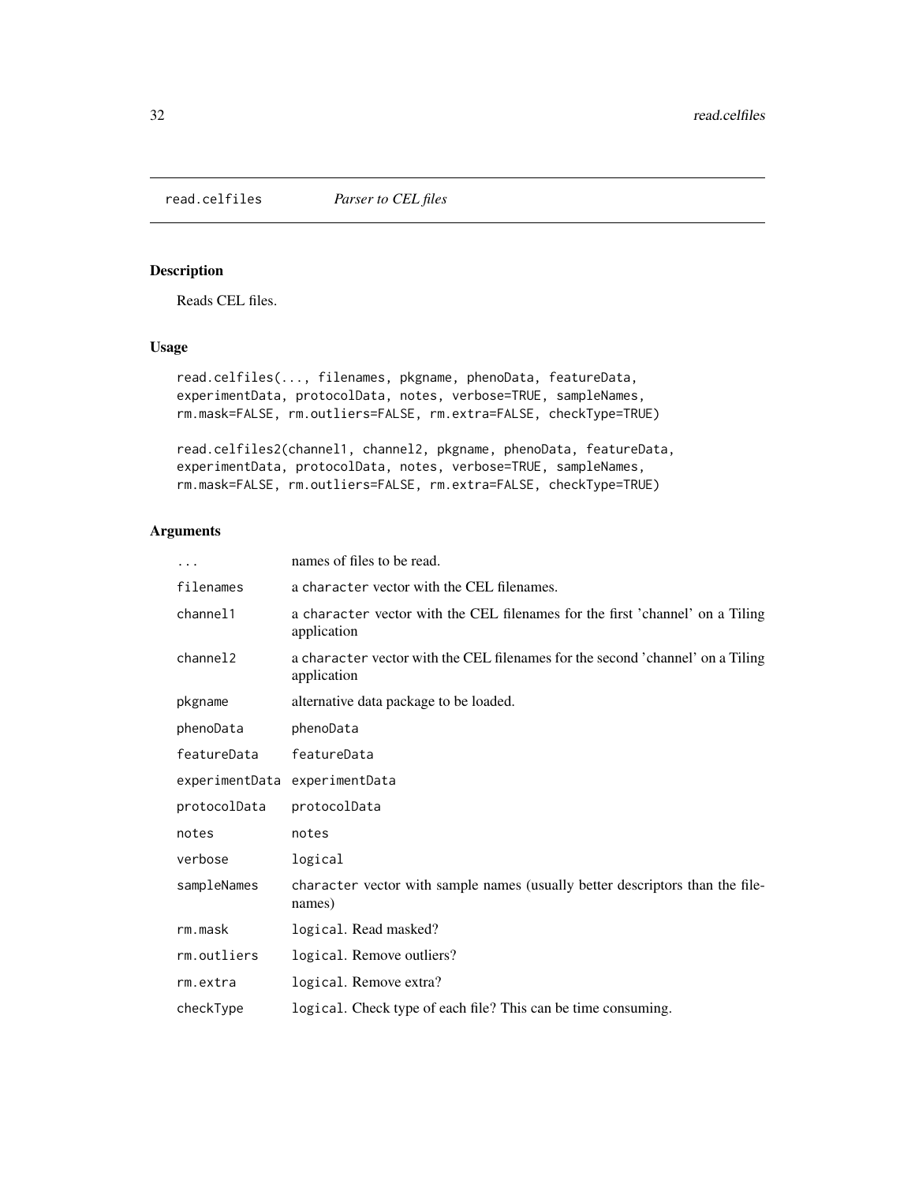read.celfiles *Parser to CEL files*

## Description

Reads CEL files.

## Usage

```
read.celfiles(..., filenames, pkgname, phenoData, featureData,
experimentData, protocolData, notes, verbose=TRUE, sampleNames,
rm.mask=FALSE, rm.outliers=FALSE, rm.extra=FALSE, checkType=TRUE)

read.celfiles2(channel1, channel2, pkgname, phenoData, featureData,
experimentData, protocolData, notes, verbose=TRUE, sampleNames,
rm.mask=FALSE, rm.outliers=FALSE, rm.extra=FALSE, checkType=TRUE)
```

## Arguments

| | |
|---|---|
| `...` | names of files to be read. |
| `filenames` | a `character` vector with the CEL filenames. |
| `channel1` | a `character` vector with the CEL filenames for the first 'channel' on a Tiling application |
| `channel2` | a `character` vector with the CEL filenames for the second 'channel' on a Tiling application |
| `pkgname` | alternative data package to be loaded. |
| `phenoData` | `phenoData` |
| `featureData` | `featureData` |
| `experimentData` | `experimentData` |
| `protocolData` | `protocolData` |
| `notes` | `notes` |
| `verbose` | `logical` |
| `sampleNames` | `character` vector with sample names (usually better descriptors than the filenames) |
| `rm.mask` | `logical`. Read masked? |
| `rm.outliers` | `logical`. Remove outliers? |
| `rm.extra` | `logical`. Remove extra? |
| `checkType` | `logical`. Check type of each file? This can be time consuming. |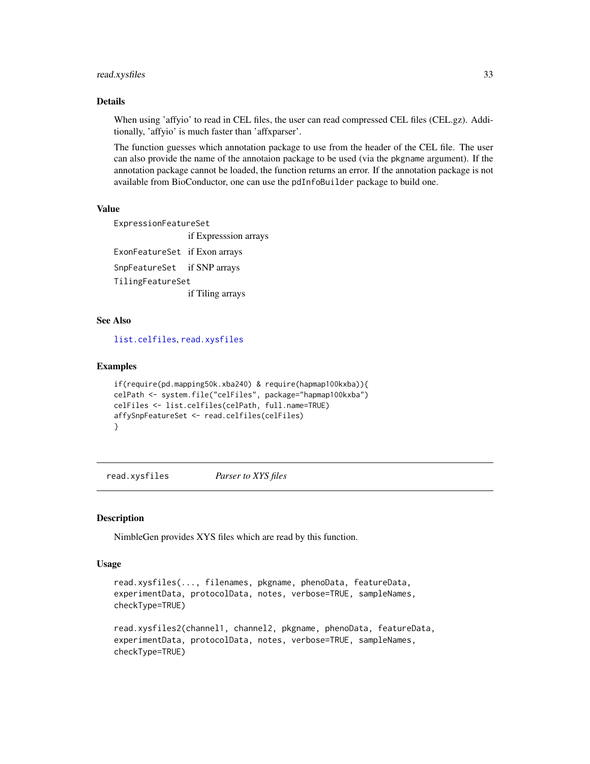### Details

When using 'affyio' to read in CEL files, the user can read compressed CEL files (CEL.gz). Additionally, 'affyio' is much faster than 'affxparser'.

The function guesses which annotation package to use from the header of the CEL file. The user can also provide the name of the annotaion package to be used (via the pkgname argument). If the annotation package cannot be loaded, the function returns an error. If the annotation package is not available from BioConductor, one can use the pdInfoBuilder package to build one.

### Value

| | |
|---|---|
| ExpressionFeatureSet | if Expresssion arrays |
| ExonFeatureSet | if Exon arrays |
| SnpFeatureSet | if SNP arrays |
| TilingFeatureSet | if Tiling arrays |

### See Also

list.celfiles, read.xysfiles

### Examples

```
if(require(pd.mapping50k.xba240) & require(hapmap100kxba)){
celPath <- system.file("celFiles", package="hapmap100kxba")
celFiles <- list.celfiles(celPath, full.name=TRUE)
affySnpFeatureSet <- read.celfiles(celFiles)
}
```

---

## read.xysfiles *Parser to XYS files*

### Description

NimbleGen provides XYS files which are read by this function.

### Usage

```
read.xysfiles(..., filenames, pkgname, phenoData, featureData,
experimentData, protocolData, notes, verbose=TRUE, sampleNames,
checkType=TRUE)

read.xysfiles2(channel1, channel2, pkgname, phenoData, featureData,
experimentData, protocolData, notes, verbose=TRUE, sampleNames,
checkType=TRUE)
```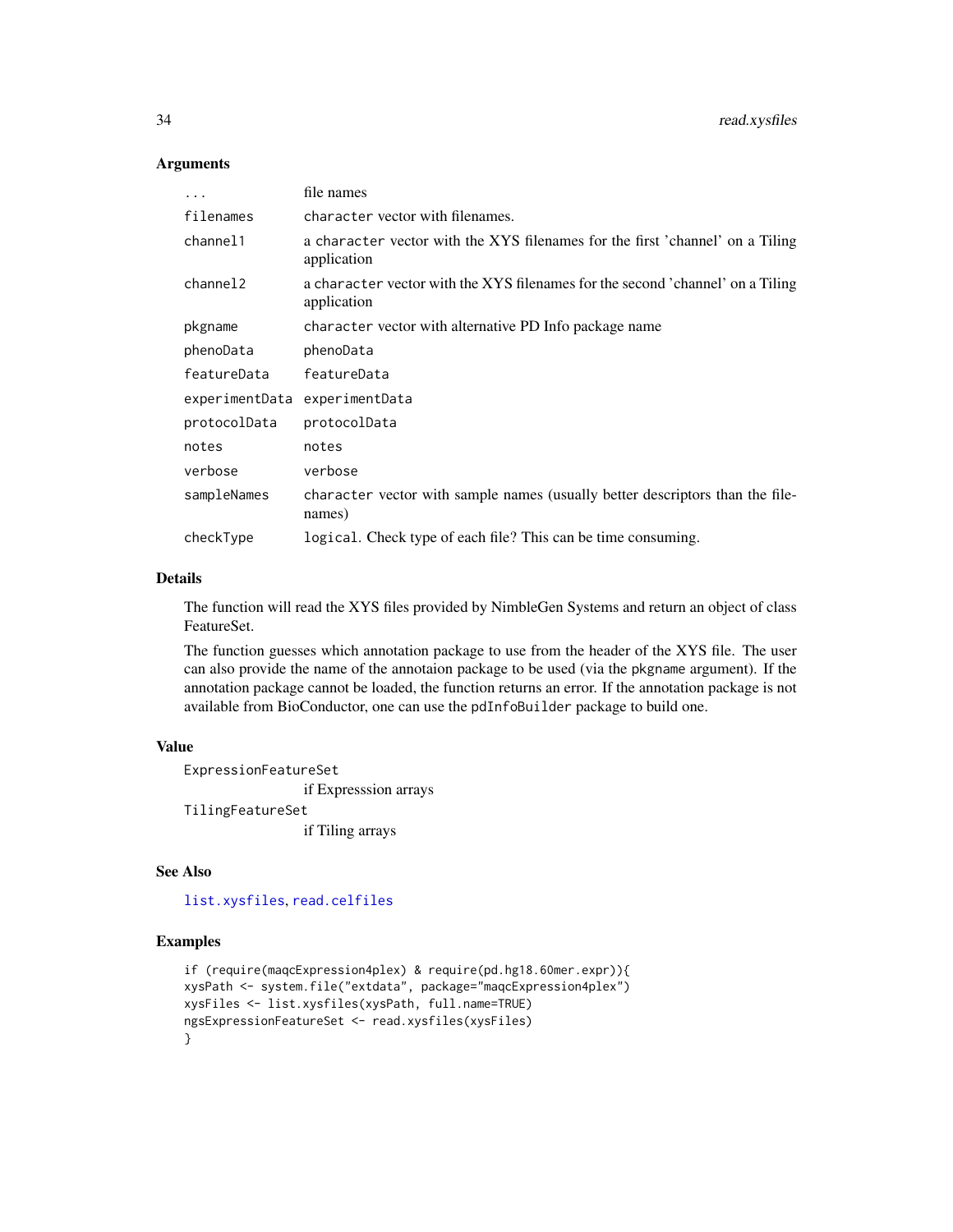## Arguments

| | |
|---|---|
| ... | file names |
| filenames | character vector with filenames. |
| channel1 | a character vector with the XYS filenames for the first 'channel' on a Tiling application |
| channel2 | a character vector with the XYS filenames for the second 'channel' on a Tiling application |
| pkgname | character vector with alternative PD Info package name |
| phenoData | phenoData |
| featureData | featureData |
| experimentData | experimentData |
| protocolData | protocolData |
| notes | notes |
| verbose | verbose |
| sampleNames | character vector with sample names (usually better descriptors than the filenames) |
| checkType | logical. Check type of each file? This can be time consuming. |

## Details

The function will read the XYS files provided by NimbleGen Systems and return an object of class FeatureSet.

The function guesses which annotation package to use from the header of the XYS file. The user can also provide the name of the annotaion package to be used (via the pkgname argument). If the annotation package cannot be loaded, the function returns an error. If the annotation package is not available from BioConductor, one can use the pdInfoBuilder package to build one.

## Value

ExpressionFeatureSet
: if Expresssion arrays

TilingFeatureSet
: if Tiling arrays

## See Also

list.xysfiles, read.celfiles

## Examples

```
if (require(maqcExpression4plex) & require(pd.hg18.60mer.expr)){
xysPath <- system.file("extdata", package="maqcExpression4plex")
xysFiles <- list.xysfiles(xysPath, full.name=TRUE)
ngsExpressionFeatureSet <- read.xysfiles(xysFiles)
}
```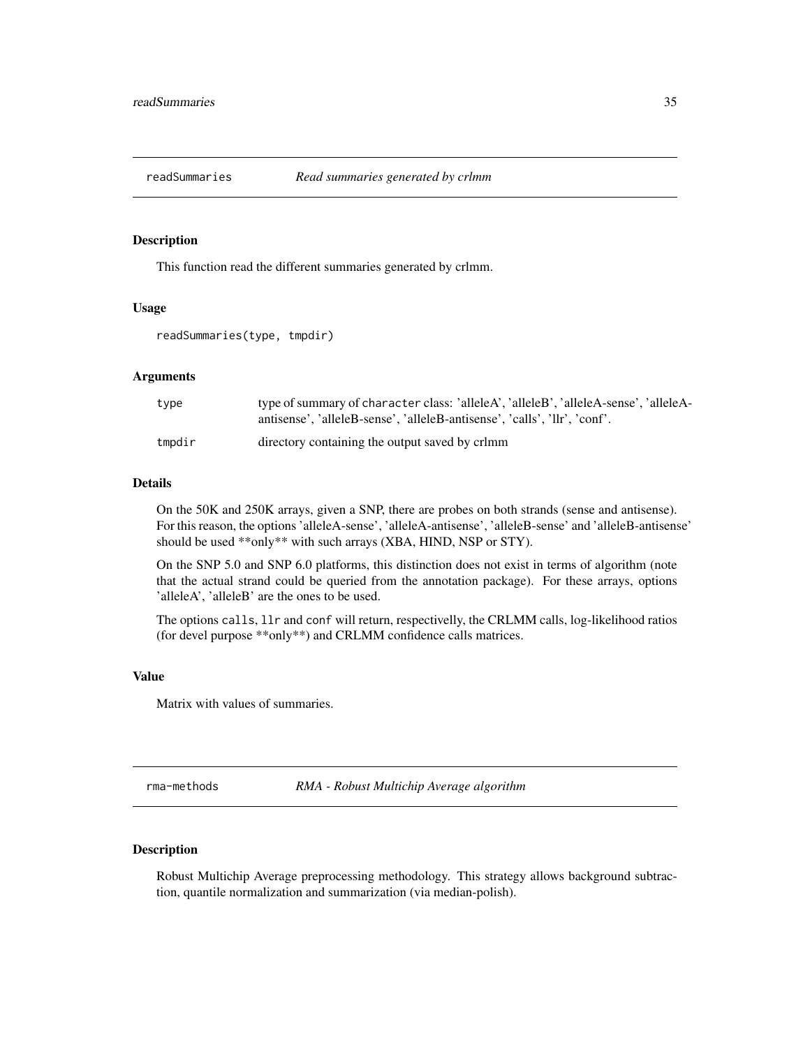## readSummaries — *Read summaries generated by crlmm*

### Description

This function read the different summaries generated by crlmm.

### Usage

```
readSummaries(type, tmpdir)
```

### Arguments

| | |
|---|---|
| `type` | type of summary of `character` class: 'alleleA', 'alleleB', 'alleleA-sense', 'alleleA-antisense', 'alleleB-sense', 'alleleB-antisense', 'calls', 'llr', 'conf'. |
| `tmpdir` | directory containing the output saved by crlmm |

### Details

On the 50K and 250K arrays, given a SNP, there are probes on both strands (sense and antisense). For this reason, the options 'alleleA-sense', 'alleleA-antisense', 'alleleB-sense' and 'alleleB-antisense' should be used **only** with such arrays (XBA, HIND, NSP or STY).

On the SNP 5.0 and SNP 6.0 platforms, this distinction does not exist in terms of algorithm (note that the actual strand could be queried from the annotation package). For these arrays, options 'alleleA', 'alleleB' are the ones to be used.

The options `calls`, `llr` and `conf` will return, respectivelly, the CRLMM calls, log-likelihood ratios (for devel purpose **only**) and CRLMM confidence calls matrices.

### Value

Matrix with values of summaries.

## rma-methods — *RMA - Robust Multichip Average algorithm*

### Description

Robust Multichip Average preprocessing methodology. This strategy allows background subtraction, quantile normalization and summarization (via median-polish).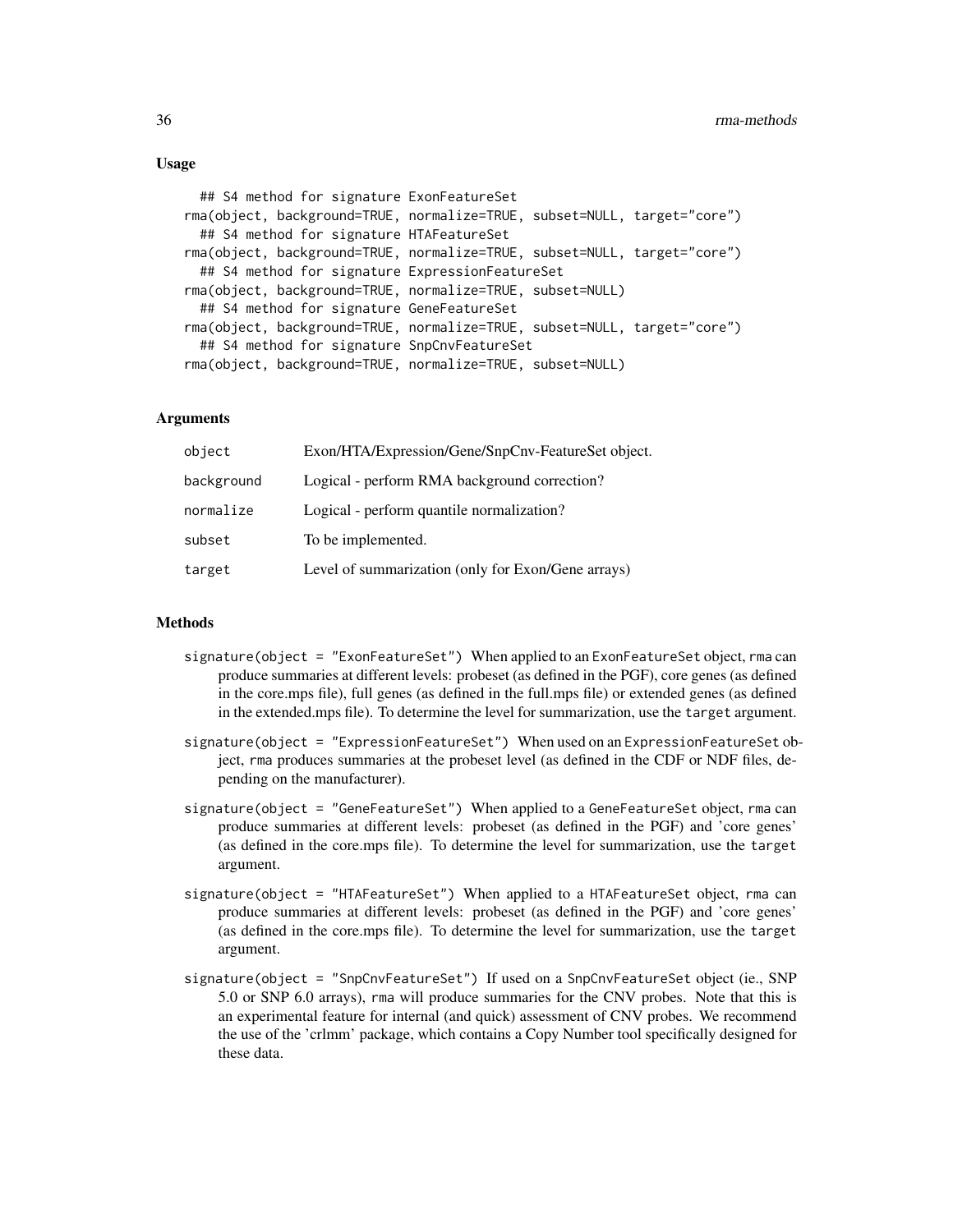## Usage

```
## S4 method for signature ExonFeatureSet
rma(object, background=TRUE, normalize=TRUE, subset=NULL, target="core")
  ## S4 method for signature HTAFeatureSet
rma(object, background=TRUE, normalize=TRUE, subset=NULL, target="core")
  ## S4 method for signature ExpressionFeatureSet
rma(object, background=TRUE, normalize=TRUE, subset=NULL)
  ## S4 method for signature GeneFeatureSet
rma(object, background=TRUE, normalize=TRUE, subset=NULL, target="core")
  ## S4 method for signature SnpCnvFeatureSet
rma(object, background=TRUE, normalize=TRUE, subset=NULL)
```

## Arguments

| | |
|---|---|
| `object` | Exon/HTA/Expression/Gene/SnpCnv-FeatureSet object. |
| `background` | Logical - perform RMA background correction? |
| `normalize` | Logical - perform quantile normalization? |
| `subset` | To be implemented. |
| `target` | Level of summarization (only for Exon/Gene arrays) |

## Methods

- `signature(object = "ExonFeatureSet")` When applied to an `ExonFeatureSet` object, `rma` can produce summaries at different levels: probeset (as defined in the PGF), core genes (as defined in the core.mps file), full genes (as defined in the full.mps file) or extended genes (as defined in the extended.mps file). To determine the level for summarization, use the `target` argument.
- `signature(object = "ExpressionFeatureSet")` When used on an `ExpressionFeatureSet` object, `rma` produces summaries at the probeset level (as defined in the CDF or NDF files, depending on the manufacturer).
- `signature(object = "GeneFeatureSet")` When applied to a `GeneFeatureSet` object, `rma` can produce summaries at different levels: probeset (as defined in the PGF) and 'core genes' (as defined in the core.mps file). To determine the level for summarization, use the `target` argument.
- `signature(object = "HTAFeatureSet")` When applied to a `HTAFeatureSet` object, `rma` can produce summaries at different levels: probeset (as defined in the PGF) and 'core genes' (as defined in the core.mps file). To determine the level for summarization, use the `target` argument.
- `signature(object = "SnpCnvFeatureSet")` If used on a `SnpCnvFeatureSet` object (ie., SNP 5.0 or SNP 6.0 arrays), `rma` will produce summaries for the CNV probes. Note that this is an experimental feature for internal (and quick) assessment of CNV probes. We recommend the use of the 'crlmm' package, which contains a Copy Number tool specifically designed for these data.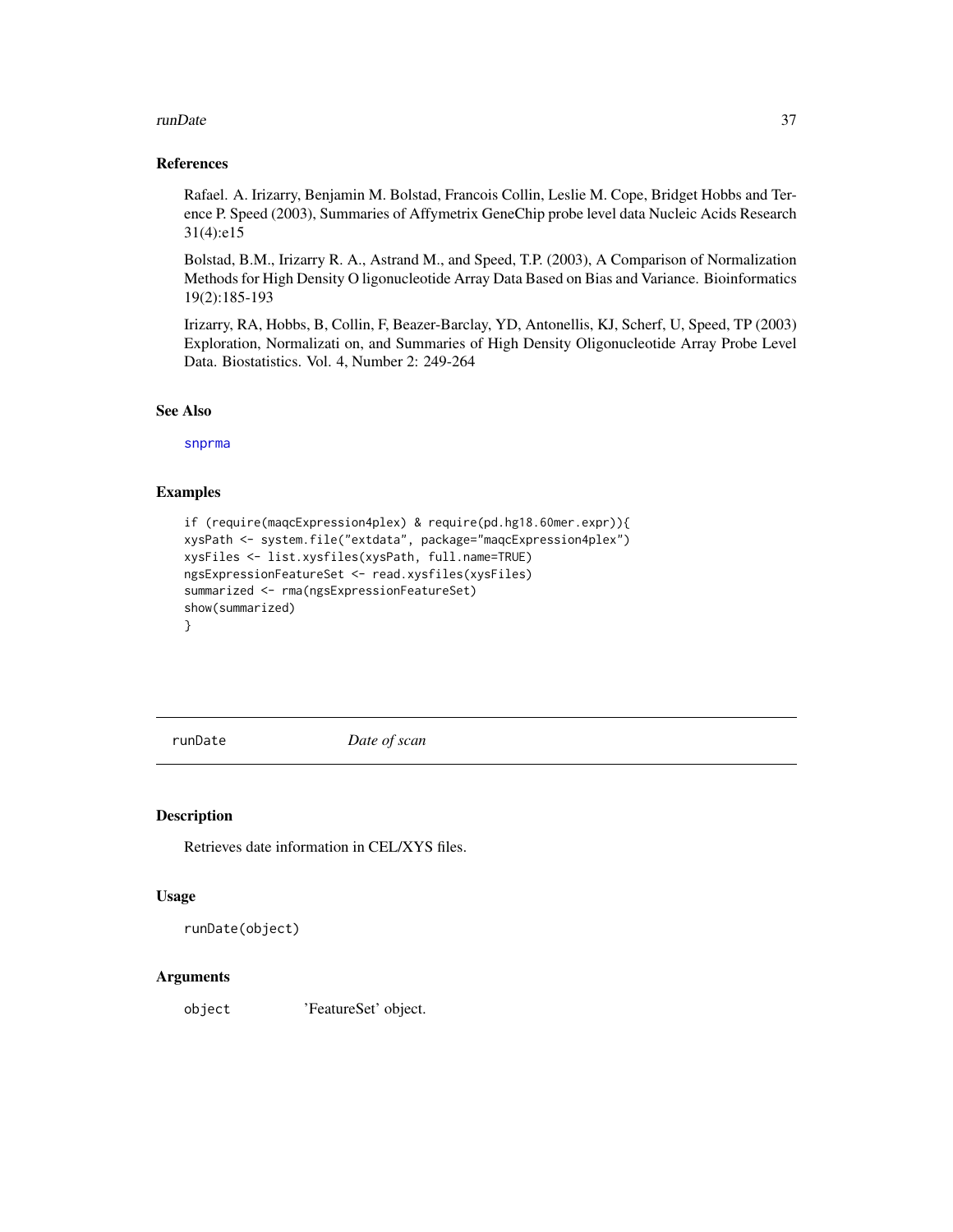### References

Rafael. A. Irizarry, Benjamin M. Bolstad, Francois Collin, Leslie M. Cope, Bridget Hobbs and Terence P. Speed (2003), Summaries of Affymetrix GeneChip probe level data Nucleic Acids Research 31(4):e15

Bolstad, B.M., Irizarry R. A., Astrand M., and Speed, T.P. (2003), A Comparison of Normalization Methods for High Density O ligonucleotide Array Data Based on Bias and Variance. Bioinformatics 19(2):185-193

Irizarry, RA, Hobbs, B, Collin, F, Beazer-Barclay, YD, Antonellis, KJ, Scherf, U, Speed, TP (2003) Exploration, Normalizati on, and Summaries of High Density Oligonucleotide Array Probe Level Data. Biostatistics. Vol. 4, Number 2: 249-264

### See Also

snprma

### Examples

```
if (require(maqcExpression4plex) & require(pd.hg18.60mer.expr)){
xysPath <- system.file("extdata", package="maqcExpression4plex")
xysFiles <- list.xysfiles(xysPath, full.name=TRUE)
ngsExpressionFeatureSet <- read.xysfiles(xysFiles)
summarized <- rma(ngsExpressionFeatureSet)
show(summarized)
}
```

---

## runDate *Date of scan*

### Description

Retrieves date information in CEL/XYS files.

### Usage

```
runDate(object)
```

### Arguments

| | |
|---|---|
| object | 'FeatureSet' object. |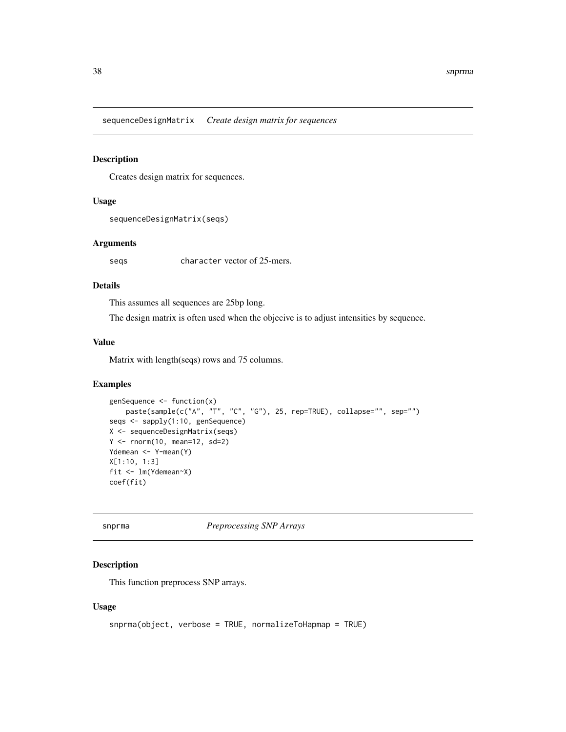## sequenceDesignMatrix *Create design matrix for sequences*

### Description

Creates design matrix for sequences.

### Usage

```
sequenceDesignMatrix(seqs)
```

### Arguments

seqs    `character` vector of 25-mers.

### Details

This assumes all sequences are 25bp long.

The design matrix is often used when the objecive is to adjust intensities by sequence.

### Value

Matrix with length(seqs) rows and 75 columns.

### Examples

```
genSequence <- function(x)
    paste(sample(c("A", "T", "C", "G"), 25, rep=TRUE), collapse="", sep="")
seqs <- sapply(1:10, genSequence)
X <- sequenceDesignMatrix(seqs)
Y <- rnorm(10, mean=12, sd=2)
Ydemean <- Y-mean(Y)
X[1:10, 1:3]
fit <- lm(Ydemean~X)
coef(fit)
```

## snprma *Preprocessing SNP Arrays*

### Description

This function preprocess SNP arrays.

### Usage

```
snprma(object, verbose = TRUE, normalizeToHapmap = TRUE)
```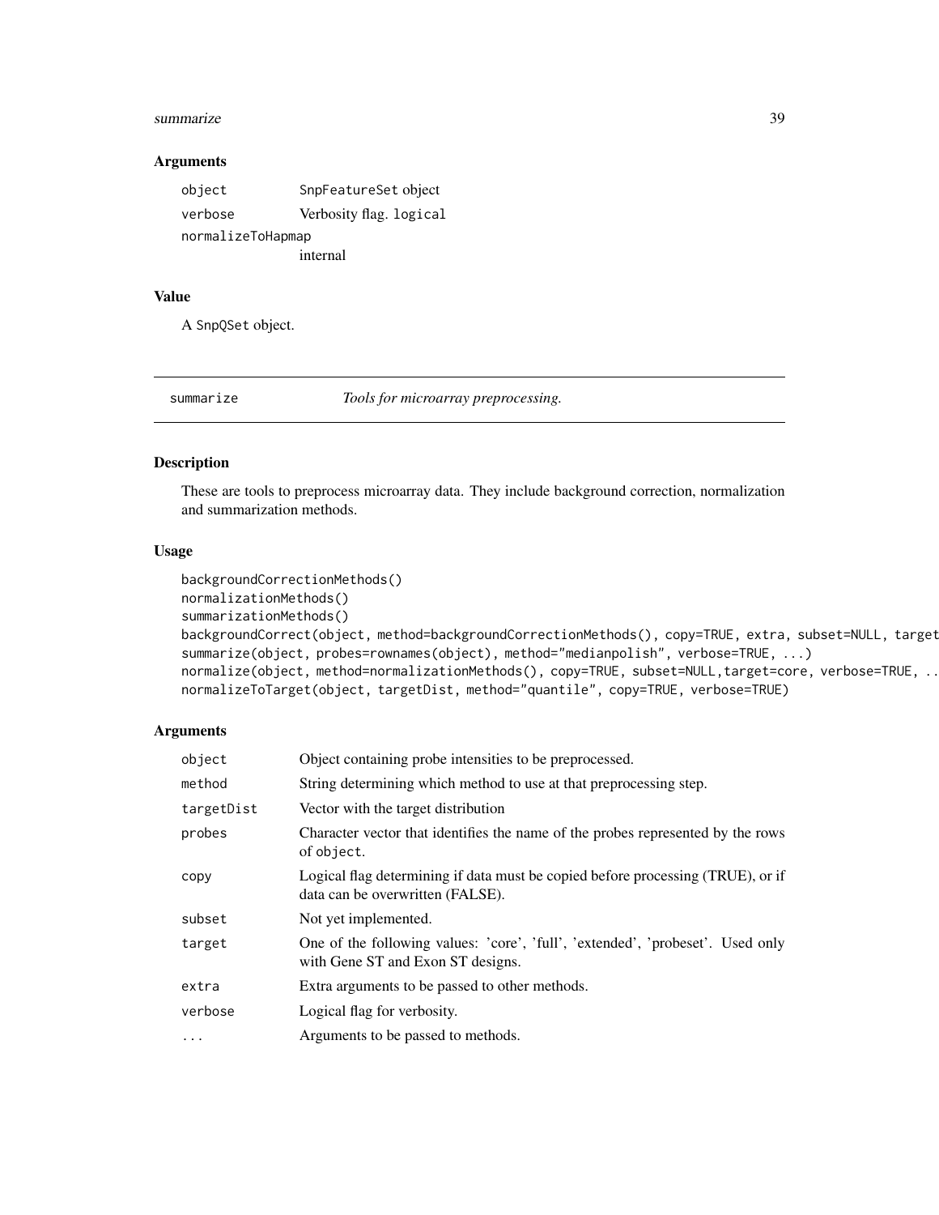## Arguments

| | |
|---|---|
| object | SnpFeatureSet object |
| verbose | Verbosity flag. logical |
| normalizeToHapmap | internal |

## Value

A SnpQSet object.

---

summarize *Tools for microarray preprocessing.*

---

## Description

These are tools to preprocess microarray data. They include background correction, normalization and summarization methods.

## Usage

```
backgroundCorrectionMethods()
normalizationMethods()
summarizationMethods()
backgroundCorrect(object, method=backgroundCorrectionMethods(), copy=TRUE, extra, subset=NULL, target
summarize(object, probes=rownames(object), method="medianpolish", verbose=TRUE, ...)
normalize(object, method=normalizationMethods(), copy=TRUE, subset=NULL,target=core, verbose=TRUE, ..
normalizeToTarget(object, targetDist, method="quantile", copy=TRUE, verbose=TRUE)
```

## Arguments

| | |
|---|---|
| object | Object containing probe intensities to be preprocessed. |
| method | String determining which method to use at that preprocessing step. |
| targetDist | Vector with the target distribution |
| probes | Character vector that identifies the name of the probes represented by the rows of object. |
| copy | Logical flag determining if data must be copied before processing (TRUE), or if data can be overwritten (FALSE). |
| subset | Not yet implemented. |
| target | One of the following values: 'core', 'full', 'extended', 'probeset'. Used only with Gene ST and Exon ST designs. |
| extra | Extra arguments to be passed to other methods. |
| verbose | Logical flag for verbosity. |
| ... | Arguments to be passed to methods. |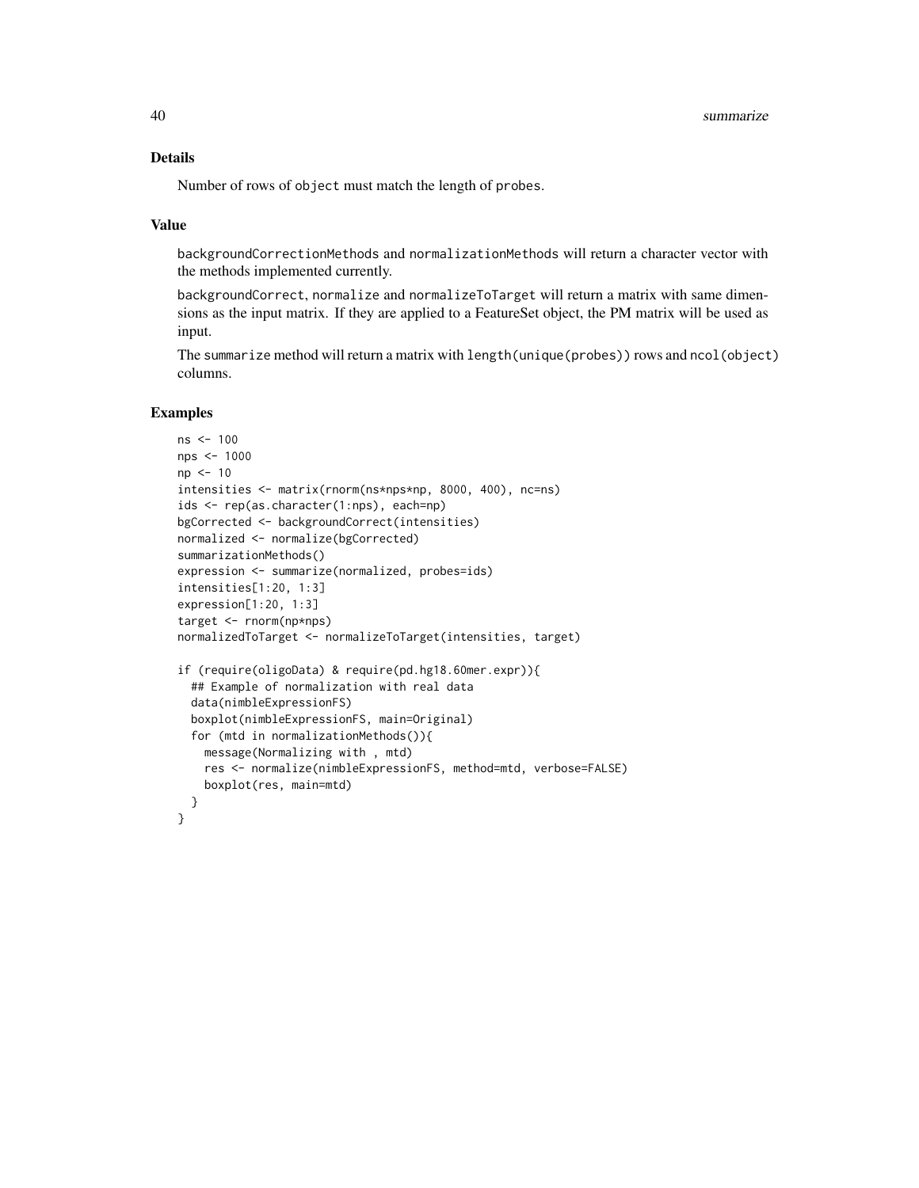## Details

Number of rows of `object` must match the length of `probes`.

## Value

`backgroundCorrectionMethods` and `normalizationMethods` will return a character vector with the methods implemented currently.

`backgroundCorrect`, `normalize` and `normalizeToTarget` will return a matrix with same dimensions as the input matrix. If they are applied to a FeatureSet object, the PM matrix will be used as input.

The `summarize` method will return a matrix with `length(unique(probes))` rows and `ncol(object)` columns.

## Examples

```
ns <- 100
nps <- 1000
np <- 10
intensities <- matrix(rnorm(ns*nps*np, 8000, 400), nc=ns)
ids <- rep(as.character(1:nps), each=np)
bgCorrected <- backgroundCorrect(intensities)
normalized <- normalize(bgCorrected)
summarizationMethods()
expression <- summarize(normalized, probes=ids)
intensities[1:20, 1:3]
expression[1:20, 1:3]
target <- rnorm(np*nps)
normalizedToTarget <- normalizeToTarget(intensities, target)

if (require(oligoData) & require(pd.hg18.60mer.expr)){
  ## Example of normalization with real data
  data(nimbleExpressionFS)
  boxplot(nimbleExpressionFS, main=Original)
  for (mtd in normalizationMethods()){
    message(Normalizing with , mtd)
    res <- normalize(nimbleExpressionFS, method=mtd, verbose=FALSE)
    boxplot(res, main=mtd)
  }
}
```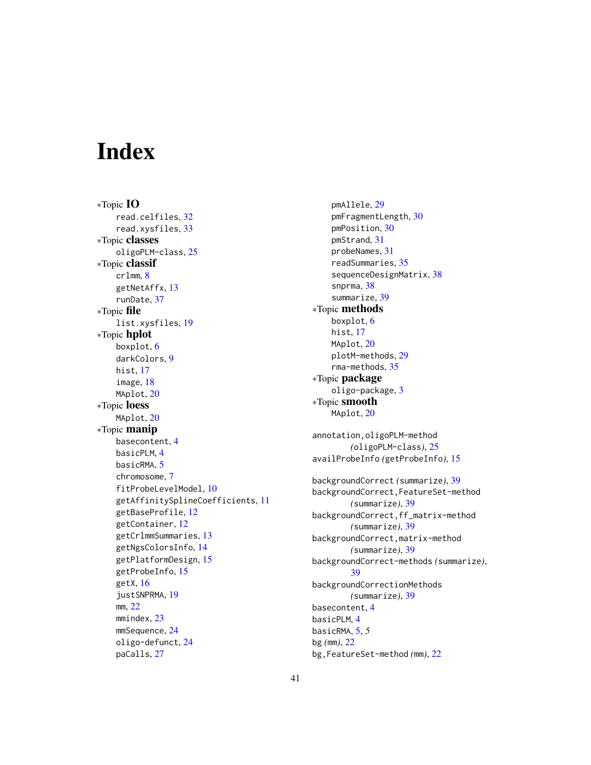# Index

∗Topic **IO**
- read.celfiles, 32
- read.xysfiles, 33

∗Topic **classes**
- oligoPLM-class, 25

∗Topic **classif**
- crlmm, 8
- getNetAffx, 13
- runDate, 37

∗Topic **file**
- list.xysfiles, 19

∗Topic **hplot**
- boxplot, 6
- darkColors, 9
- hist, 17
- image, 18
- MAplot, 20

∗Topic **loess**
- MAplot, 20

∗Topic **manip**
- basecontent, 4
- basicPLM, 4
- basicRMA, 5
- chromosome, 7
- fitProbeLevelModel, 10
- getAffinitySplineCoefficients, 11
- getBaseProfile, 12
- getContainer, 12
- getCrlmmSummaries, 13
- getNgsColorsInfo, 14
- getPlatformDesign, 15
- getProbeInfo, 15
- getX, 16
- justSNPRMA, 19
- mm, 22
- mmindex, 23
- mmSequence, 24
- oligo-defunct, 24
- paCalls, 27
- pmAllele, 29
- pmFragmentLength, 30
- pmPosition, 30
- pmStrand, 31
- probeNames, 31
- readSummaries, 35
- sequenceDesignMatrix, 38
- snprma, 38
- summarize, 39

∗Topic **methods**
- boxplot, 6
- hist, 17
- MAplot, 20
- plotM-methods, 29
- rma-methods, 35

∗Topic **package**
- oligo-package, 3

∗Topic **smooth**
- MAplot, 20

annotation,oligoPLM-method *(oligoPLM-class)*, 25
availProbeInfo *(getProbeInfo)*, 15

backgroundCorrect *(summarize)*, 39
backgroundCorrect,FeatureSet-method *(summarize)*, 39
backgroundCorrect,ff_matrix-method *(summarize)*, 39
backgroundCorrect,matrix-method *(summarize)*, 39
backgroundCorrect-methods *(summarize)*, 39
backgroundCorrectionMethods *(summarize)*, 39
basecontent, 4
basicPLM, 4
basicRMA, 5, *5*
bg *(mm)*, 22
bg,FeatureSet-method *(mm)*, 22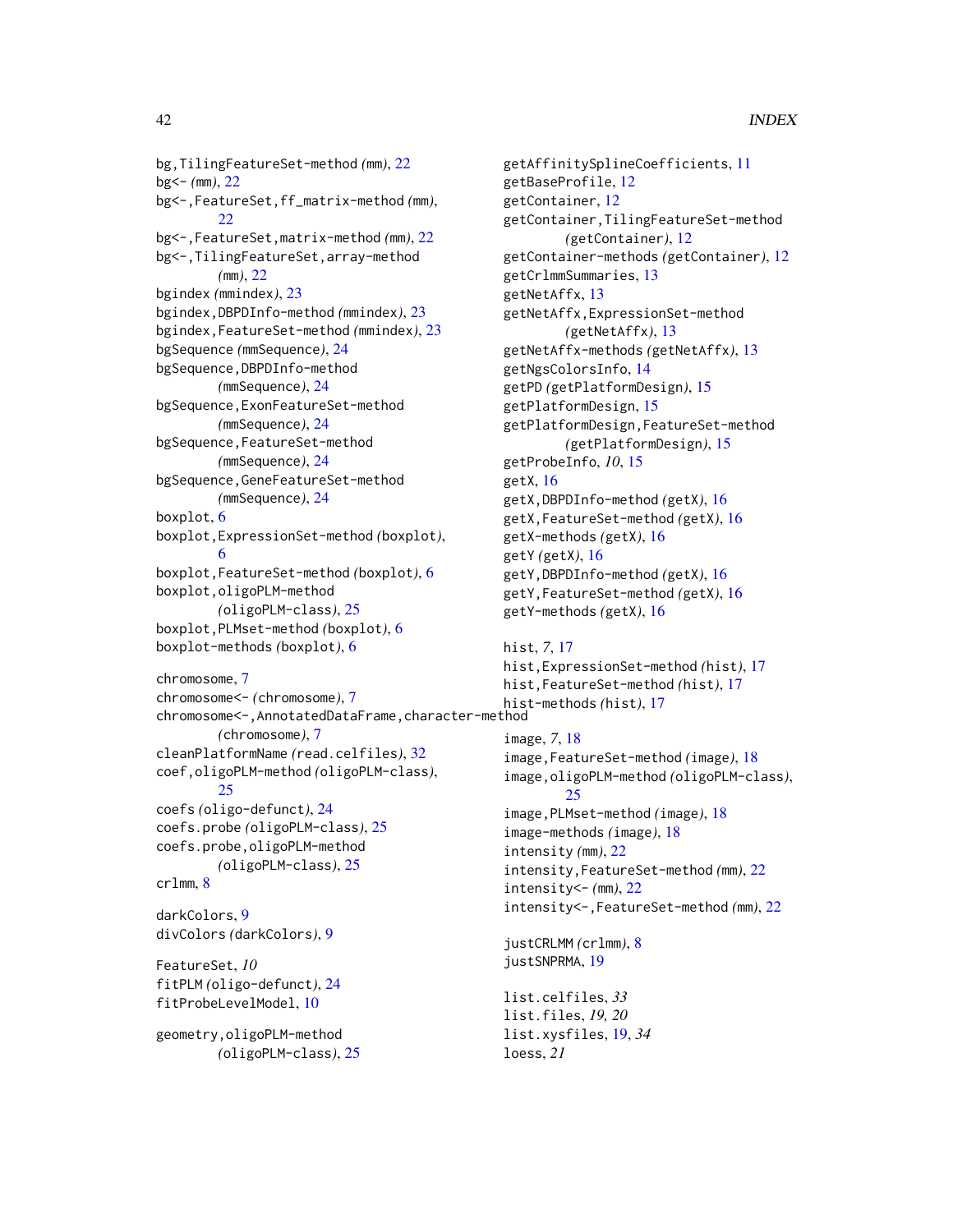bg,TilingFeatureSet-method *(mm)*, 22
bg<- *(mm)*, 22
bg<-,FeatureSet,ff_matrix-method *(mm)*, 22
bg<-,FeatureSet,matrix-method *(mm)*, 22
bg<-,TilingFeatureSet,array-method *(mm)*, 22
bgindex *(mmindex)*, 23
bgindex,DBPDInfo-method *(mmindex)*, 23
bgindex,FeatureSet-method *(mmindex)*, 23
bgSequence *(mmSequence)*, 24
bgSequence,DBPDInfo-method *(mmSequence)*, 24
bgSequence,ExonFeatureSet-method *(mmSequence)*, 24
bgSequence,FeatureSet-method *(mmSequence)*, 24
bgSequence,GeneFeatureSet-method *(mmSequence)*, 24
boxplot, 6
boxplot,ExpressionSet-method *(boxplot)*, 6
boxplot,FeatureSet-method *(boxplot)*, 6
boxplot,oligoPLM-method *(oligoPLM-class)*, 25
boxplot,PLMset-method *(boxplot)*, 6
boxplot-methods *(boxplot)*, 6

chromosome, 7
chromosome<- *(chromosome)*, 7
chromosome<-,AnnotatedDataFrame,character-method *(chromosome)*, 7
cleanPlatformName *(read.celfiles)*, 32
coef,oligoPLM-method *(oligoPLM-class)*, 25
coefs *(oligo-defunct)*, 24
coefs.probe *(oligoPLM-class)*, 25
coefs.probe,oligoPLM-method *(oligoPLM-class)*, 25
crlmm, 8

darkColors, 9
divColors *(darkColors)*, 9

FeatureSet, *10*
fitPLM *(oligo-defunct)*, 24
fitProbeLevelModel, 10

geometry,oligoPLM-method *(oligoPLM-class)*, 25
getAffinitySplineCoefficients, 11
getBaseProfile, 12
getContainer, 12
getContainer,TilingFeatureSet-method *(getContainer)*, 12
getContainer-methods *(getContainer)*, 12
getCrlmmSummaries, 13
getNetAffx, 13
getNetAffx,ExpressionSet-method *(getNetAffx)*, 13
getNetAffx-methods *(getNetAffx)*, 13
getNgsColorsInfo, 14
getPD *(getPlatformDesign)*, 15
getPlatformDesign, 15
getPlatformDesign,FeatureSet-method *(getPlatformDesign)*, 15
getProbeInfo, *10*, 15
getX, 16
getX,DBPDInfo-method *(getX)*, 16
getX,FeatureSet-method *(getX)*, 16
getX-methods *(getX)*, 16
getY *(getX)*, 16
getY,DBPDInfo-method *(getX)*, 16
getY,FeatureSet-method *(getX)*, 16
getY-methods *(getX)*, 16

hist, *7*, 17
hist,ExpressionSet-method *(hist)*, 17
hist,FeatureSet-method *(hist)*, 17
hist-methods *(hist)*, 17

image, *7*, 18
image,FeatureSet-method *(image)*, 18
image,oligoPLM-method *(oligoPLM-class)*, 25
image,PLMset-method *(image)*, 18
image-methods *(image)*, 18
intensity *(mm)*, 22
intensity,FeatureSet-method *(mm)*, 22
intensity<- *(mm)*, 22
intensity<-,FeatureSet-method *(mm)*, 22

justCRLMM *(crlmm)*, 8
justSNPRMA, 19

list.celfiles, *33*
list.files, *19, 20*
list.xysfiles, 19, *34*
loess, *21*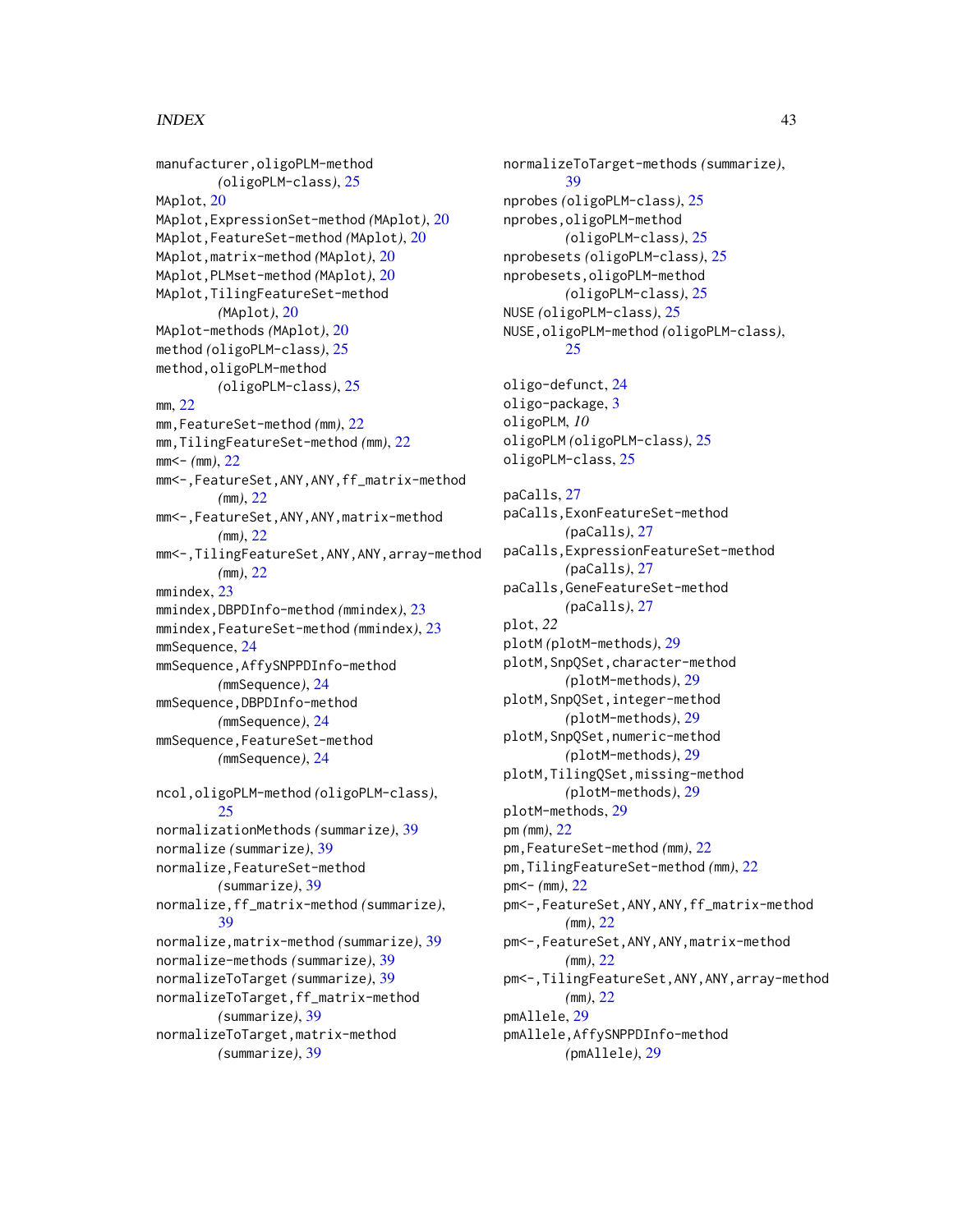manufacturer,oligoPLM-method (oligoPLM-class), 25
MAplot, 20
MAplot,ExpressionSet-method (MAplot), 20
MAplot,FeatureSet-method (MAplot), 20
MAplot,matrix-method (MAplot), 20
MAplot,PLMset-method (MAplot), 20
MAplot,TilingFeatureSet-method (MAplot), 20
MAplot-methods (MAplot), 20
method (oligoPLM-class), 25
method,oligoPLM-method (oligoPLM-class), 25
mm, 22
mm,FeatureSet-method (mm), 22
mm,TilingFeatureSet-method (mm), 22
mm<- (mm), 22
mm<-,FeatureSet,ANY,ANY,ff_matrix-method (mm), 22
mm<-,FeatureSet,ANY,ANY,matrix-method (mm), 22
mm<-,TilingFeatureSet,ANY,ANY,array-method (mm), 22
mmindex, 23
mmindex,DBPDInfo-method (mmindex), 23
mmindex,FeatureSet-method (mmindex), 23
mmSequence, 24
mmSequence,AffySNPPDInfo-method (mmSequence), 24
mmSequence,DBPDInfo-method (mmSequence), 24
mmSequence,FeatureSet-method (mmSequence), 24

ncol,oligoPLM-method (oligoPLM-class), 25
normalizationMethods (summarize), 39
normalize (summarize), 39
normalize,FeatureSet-method (summarize), 39
normalize,ff_matrix-method (summarize), 39
normalize,matrix-method (summarize), 39
normalize-methods (summarize), 39
normalizeToTarget (summarize), 39
normalizeToTarget,ff_matrix-method (summarize), 39
normalizeToTarget,matrix-method (summarize), 39
normalizeToTarget-methods (summarize), 39
nprobes (oligoPLM-class), 25
nprobes,oligoPLM-method (oligoPLM-class), 25
nprobesets (oligoPLM-class), 25
nprobesets,oligoPLM-method (oligoPLM-class), 25
NUSE (oligoPLM-class), 25
NUSE,oligoPLM-method (oligoPLM-class), 25

oligo-defunct, 24
oligo-package, 3
oligoPLM, *10*
oligoPLM (oligoPLM-class), 25
oligoPLM-class, 25

paCalls, 27
paCalls,ExonFeatureSet-method (paCalls), 27
paCalls,ExpressionFeatureSet-method (paCalls), 27
paCalls,GeneFeatureSet-method (paCalls), 27
plot, *22*
plotM (plotM-methods), 29
plotM,SnpQSet,character-method (plotM-methods), 29
plotM,SnpQSet,integer-method (plotM-methods), 29
plotM,SnpQSet,numeric-method (plotM-methods), 29
plotM,TilingQSet,missing-method (plotM-methods), 29
plotM-methods, 29
pm (mm), 22
pm,FeatureSet-method (mm), 22
pm,TilingFeatureSet-method (mm), 22
pm<- (mm), 22
pm<-,FeatureSet,ANY,ANY,ff_matrix-method (mm), 22
pm<-,FeatureSet,ANY,ANY,matrix-method (mm), 22
pm<-,TilingFeatureSet,ANY,ANY,array-method (mm), 22
pmAllele, 29
pmAllele,AffySNPPDInfo-method (pmAllele), 29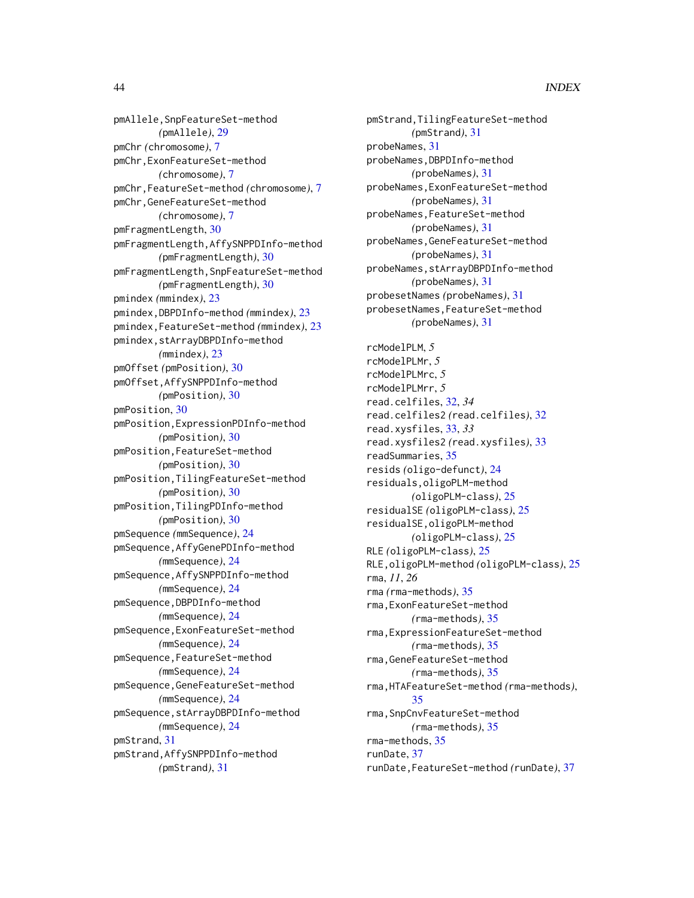pmAllele,SnpFeatureSet-method (pmAllele), 29
pmChr (chromosome), 7
pmChr,ExonFeatureSet-method (chromosome), 7
pmChr,FeatureSet-method (chromosome), 7
pmChr,GeneFeatureSet-method (chromosome), 7
pmFragmentLength, 30
pmFragmentLength,AffySNPPDInfo-method (pmFragmentLength), 30
pmFragmentLength,SnpFeatureSet-method (pmFragmentLength), 30
pmindex (mmindex), 23
pmindex,DBPDInfo-method (mmindex), 23
pmindex,FeatureSet-method (mmindex), 23
pmindex,stArrayDBPDInfo-method (mmindex), 23
pmOffset (pmPosition), 30
pmOffset,AffySNPPDInfo-method (pmPosition), 30
pmPosition, 30
pmPosition,ExpressionPDInfo-method (pmPosition), 30
pmPosition,FeatureSet-method (pmPosition), 30
pmPosition,TilingFeatureSet-method (pmPosition), 30
pmPosition,TilingPDInfo-method (pmPosition), 30
pmSequence (mmSequence), 24
pmSequence,AffyGenePDInfo-method (mmSequence), 24
pmSequence,AffySNPPDInfo-method (mmSequence), 24
pmSequence,DBPDInfo-method (mmSequence), 24
pmSequence,ExonFeatureSet-method (mmSequence), 24
pmSequence,FeatureSet-method (mmSequence), 24
pmSequence,GeneFeatureSet-method (mmSequence), 24
pmSequence,stArrayDBPDInfo-method (mmSequence), 24
pmStrand, 31
pmStrand,AffySNPPDInfo-method (pmStrand), 31
pmStrand,TilingFeatureSet-method (pmStrand), 31
probeNames, 31
probeNames,DBPDInfo-method (probeNames), 31
probeNames,ExonFeatureSet-method (probeNames), 31
probeNames,FeatureSet-method (probeNames), 31
probeNames,GeneFeatureSet-method (probeNames), 31
probeNames,stArrayDBPDInfo-method (probeNames), 31
probesetNames (probeNames), 31
probesetNames,FeatureSet-method (probeNames), 31

rcModelPLM, *5*
rcModelPLMr, *5*
rcModelPLMrc, *5*
rcModelPLMrr, *5*
read.celfiles, 32, *34*
read.celfiles2 (read.celfiles), 32
read.xysfiles, 33, *33*
read.xysfiles2 (read.xysfiles), 33
readSummaries, 35
resids (oligo-defunct), 24
residuals,oligoPLM-method (oligoPLM-class), 25
residualSE (oligoPLM-class), 25
residualSE,oligoPLM-method (oligoPLM-class), 25
RLE (oligoPLM-class), 25
RLE,oligoPLM-method (oligoPLM-class), 25
rma, *11*, *26*
rma (rma-methods), 35
rma,ExonFeatureSet-method (rma-methods), 35
rma,ExpressionFeatureSet-method (rma-methods), 35
rma,GeneFeatureSet-method (rma-methods), 35
rma,HTAFeatureSet-method (rma-methods), 35
rma,SnpCnvFeatureSet-method (rma-methods), 35
rma-methods, 35
runDate, 37
runDate,FeatureSet-method (runDate), 37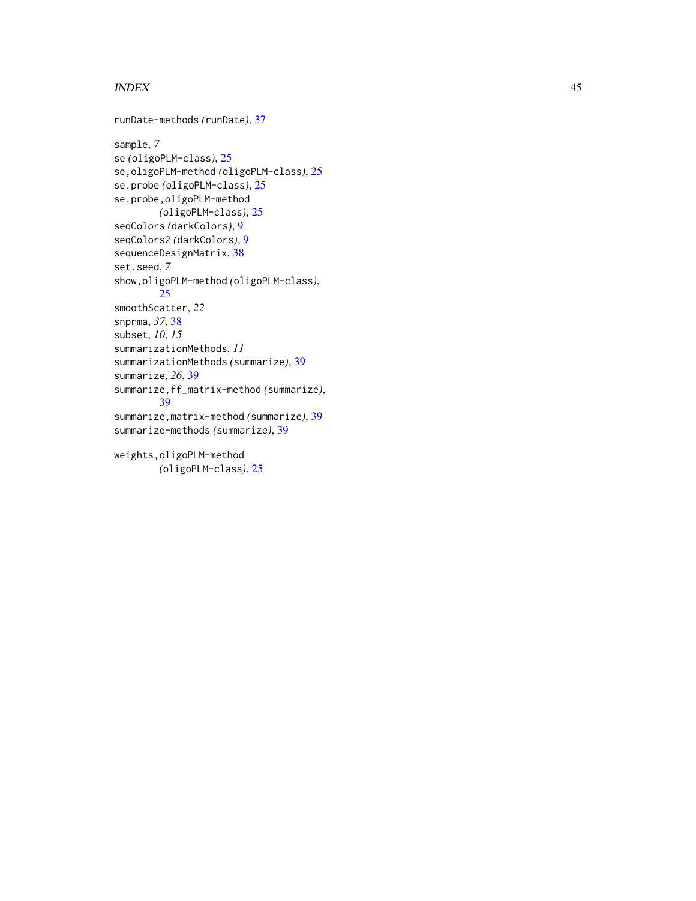runDate-methods *(runDate)*, 37

sample, *7*
se *(oligoPLM-class)*, 25
se,oligoPLM-method *(oligoPLM-class)*, 25
se.probe *(oligoPLM-class)*, 25
se.probe,oligoPLM-method
        *(oligoPLM-class)*, 25
seqColors *(darkColors)*, 9
seqColors2 *(darkColors)*, 9
sequenceDesignMatrix, 38
set.seed, *7*
show,oligoPLM-method *(oligoPLM-class)*,
        25
smoothScatter, *22*
snprma, *37*, 38
subset, *10*, *15*
summarizationMethods, *11*
summarizationMethods *(summarize)*, 39
summarize, *26*, 39
summarize,ff_matrix-method *(summarize)*,
        39
summarize,matrix-method *(summarize)*, 39
summarize-methods *(summarize)*, 39

weights,oligoPLM-method
        *(oligoPLM-class)*, 25